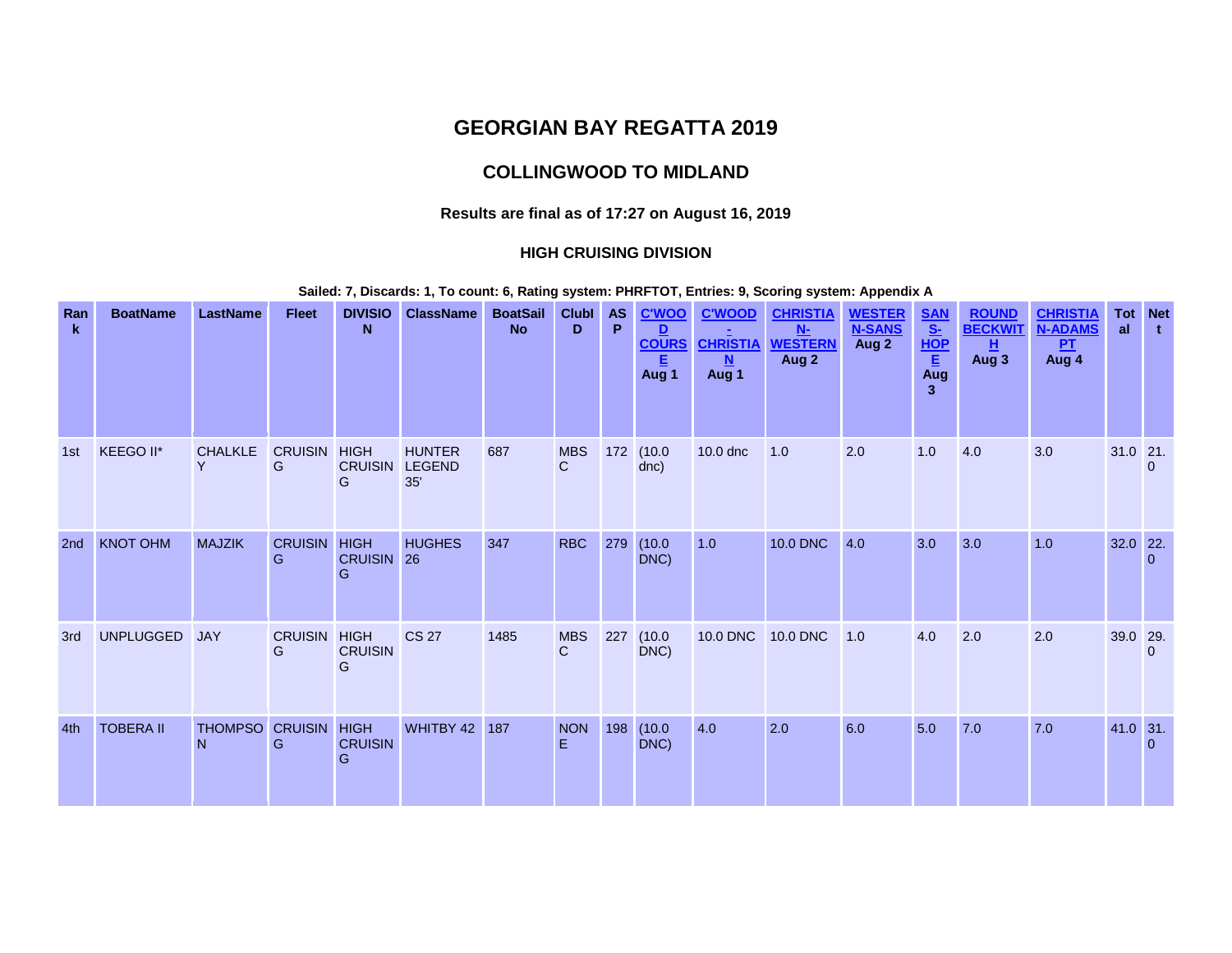# GEORGIAN BAY REGATTA 2019

## COLLINGWOOD TO MIDLAND

### Results are final as of 17:27 on August 16, 2019

#### HIGH CRUISING DIVISION

**Sailed: 7, Discards: 1, To count: 6, Rating system: PHRFTOT, Entries: 9, Scoring system: Appendix A**

| Rank | BoatName | LastName | Fleet | DIVISION | ClassName | BoatSailNo | ClubID | ASP | C'WOOD COURSE Aug 1 | C'WOOD - CHRISTIAN Aug 1 | CHRISTIAN-WESTERN Aug 2 | WESTERN-SANS Aug 2 | SANS-HOPE Aug 3 | ROUND BECKWITH Aug 3 | CHRISTIAN-ADAMS PT Aug 4 | Total | Nett |
|---|---|---|---|---|---|---|---|---|---|---|---|---|---|---|---|---|---|
| 1st | KEEGO II* | CHALKLEY | CRUISING | HIGH CRUISING | HUNTER LEGEND 35' | 687 | MBSC | 172 | (10.0 dnc) | 10.0 dnc | 1.0 | 2.0 | 1.0 | 4.0 | 3.0 | 31.0 | 21.0 |
| 2nd | KNOT OHM | MAJZIK | CRUISING | HIGH CRUISING | HUGHES 26 | 347 | RBC | 279 | (10.0 DNC) | 1.0 | 10.0 DNC | 4.0 | 3.0 | 3.0 | 1.0 | 32.0 | 22.0 |
| 3rd | UNPLUGGED | JAY | CRUISING | HIGH CRUISING | CS 27 | 1485 | MBSC | 227 | (10.0 DNC) | 10.0 DNC | 10.0 DNC | 1.0 | 4.0 | 2.0 | 2.0 | 39.0 | 29.0 |
| 4th | TOBERA II | THOMPSON | CRUISING | HIGH CRUISING | WHITBY 42 | 187 | NONE | 198 | (10.0 DNC) | 4.0 | 2.0 | 6.0 | 5.0 | 7.0 | 7.0 | 41.0 | 31.0 |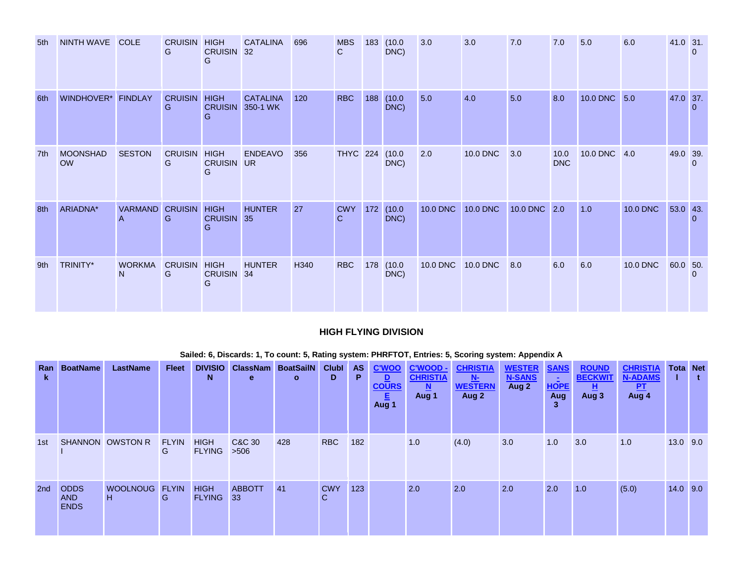| 5th | NINTH WAVE | COLE | CRUISING | HIGH CRUISING | CATALINA 32 | 696 | MBSC | 183 | (10.0 DNC) | 3.0 | 3.0 | 7.0 | 7.0 | 5.0 | 6.0 | 41.0 | 31.0 |
|---|---|---|---|---|---|---|---|---|---|---|---|---|---|---|---|---|---|
| 6th | WINDHOVER* | FINDLAY | CRUISING | HIGH CRUISING | CATALINA 350-1 WK | 120 | RBC | 188 | (10.0 DNC) | 5.0 | 4.0 | 5.0 | 8.0 | 10.0 DNC | 5.0 | 47.0 | 37.0 |
| 7th | MOONSHADOW | SESTON | CRUISING | HIGH CRUISING | ENDEAVOUR | 356 | THYC | 224 | (10.0 DNC) | 2.0 | 10.0 DNC | 3.0 | 10.0 DNC | 10.0 DNC | 4.0 | 49.0 | 39.0 |
| 8th | ARIADNA* | VARMANDA | CRUISING | HIGH CRUISING | HUNTER 35 | 27 | CWYC | 172 | (10.0 DNC) | 10.0 DNC | 10.0 DNC | 10.0 DNC | 2.0 | 1.0 | 10.0 DNC | 53.0 | 43.0 |
| 9th | TRINITY* | WORKMAN | CRUISING | HIGH CRUISING | HUNTER 34 | H340 | RBC | 178 | (10.0 DNC) | 10.0 DNC | 10.0 DNC | 8.0 | 6.0 | 6.0 | 10.0 DNC | 60.0 | 50.0 |

## HIGH FLYING DIVISION

**Sailed: 6, Discards: 1, To count: 5, Rating system: PHRFTOT, Entries: 5, Scoring system: Appendix A**

| Rank | BoatName | LastName | Fleet | DIVISION | ClassName | BoatSailNo | ClubID | ASP | C'WOOD COURSE Aug 1 | C'WOOD - CHRISTIAN Aug 1 | CHRISTIAN-WESTERN Aug 2 | WESTERN-SANS Aug 2 | SANS - HOPE Aug 3 | ROUND BECKWITH Aug 3 | CHRISTIAN-ADAMS PT Aug 4 | Total | Nett |
|---|---|---|---|---|---|---|---|---|---|---|---|---|---|---|---|---|---|
| 1st | SHANNON I | OWSTON R | FLYING | HIGH FLYING | C&C 30 >506 | 428 | RBC | 182 | | 1.0 | (4.0) | 3.0 | 1.0 | 3.0 | 1.0 | 13.0 | 9.0 |
| 2nd | ODDS AND ENDS | WOOLNOUGH | FLYING | HIGH FLYING | ABBOTT 33 | 41 | CWYC | 123 | | 2.0 | 2.0 | 2.0 | 2.0 | 1.0 | (5.0) | 14.0 | 9.0 |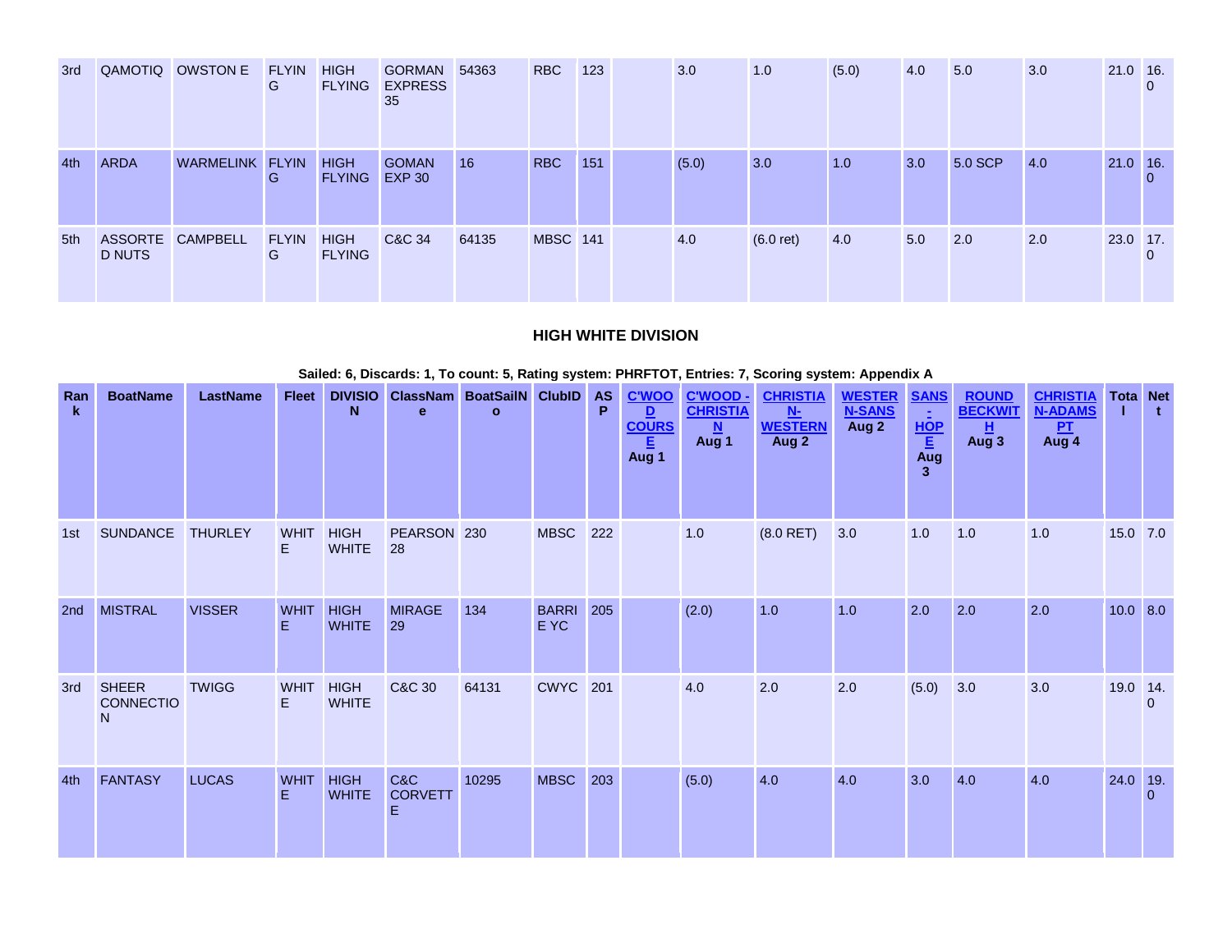| Rank | BoatName | LastName | Fleet | DIVISION | ClassName | BoatSailNo | ClubID | ASP | C'WOOD COURSE Aug 1 | C'WOOD - CHRISTIAN Aug 1 | CHRISTIAN-WESTERN Aug 2 | WESTERN-SANS Aug 2 | SANS-HOPE Aug 3 | ROUND BECKWITH Aug 3 | CHRISTIAN-ADAMS PT Aug 4 | Total | Net |
|---|---|---|---|---|---|---|---|---|---|---|---|---|---|---|---|---|---|
| 3rd | QAMOTIQ | OWSTON E | FLYING | HIGH FLYING | GORMAN EXPRESS 35 | 54363 | RBC | 123 | | 3.0 | 1.0 | (5.0) | 4.0 | 5.0 | 3.0 | 21.0 | 16.0 |
| 4th | ARDA | WARMELINK | FLYING | HIGH FLYING | GOMAN EXP 30 | 16 | RBC | 151 | | (5.0) | 3.0 | 1.0 | 3.0 | 5.0 SCP | 4.0 | 21.0 | 16.0 |
| 5th | ASSORTED NUTS | CAMPBELL | FLYING | HIGH FLYING | C&C 34 | 64135 | MBSC | 141 | | 4.0 | (6.0 ret) | 4.0 | 5.0 | 2.0 | 2.0 | 23.0 | 17.0 |

## HIGH WHITE DIVISION

**Sailed: 6, Discards: 1, To count: 5, Rating system: PHRFTOT, Entries: 7, Scoring system: Appendix A**

| Rank | BoatName | LastName | Fleet | DIVISION | ClassName | BoatSailNo | ClubID | ASP | C'WOOD COURSE Aug 1 | C'WOOD - CHRISTIAN Aug 1 | CHRISTIAN-WESTERN Aug 2 | WESTERN-SANS Aug 2 | SANS-HOPE Aug 3 | ROUND BECKWITH Aug 3 | CHRISTIAN-ADAMS PT Aug 4 | Total | Net |
|---|---|---|---|---|---|---|---|---|---|---|---|---|---|---|---|---|---|
| 1st | SUNDANCE | THURLEY | WHITE | HIGH WHITE | PEARSON 28 | 230 | MBSC | 222 | | 1.0 | (8.0 RET) | 3.0 | 1.0 | 1.0 | 1.0 | 15.0 | 7.0 |
| 2nd | MISTRAL | VISSER | WHITE | HIGH WHITE | MIRAGE 29 | 134 | BARRIE YC | 205 | | (2.0) | 1.0 | 1.0 | 2.0 | 2.0 | 2.0 | 10.0 | 8.0 |
| 3rd | SHEER CONNECTION | TWIGG | WHITE | HIGH WHITE | C&C 30 | 64131 | CWYC | 201 | | 4.0 | 2.0 | 2.0 | (5.0) | 3.0 | 3.0 | 19.0 | 14.0 |
| 4th | FANTASY | LUCAS | WHITE | HIGH WHITE | C&C CORVETTE | 10295 | MBSC | 203 | | (5.0) | 4.0 | 4.0 | 3.0 | 4.0 | 4.0 | 24.0 | 19.0 |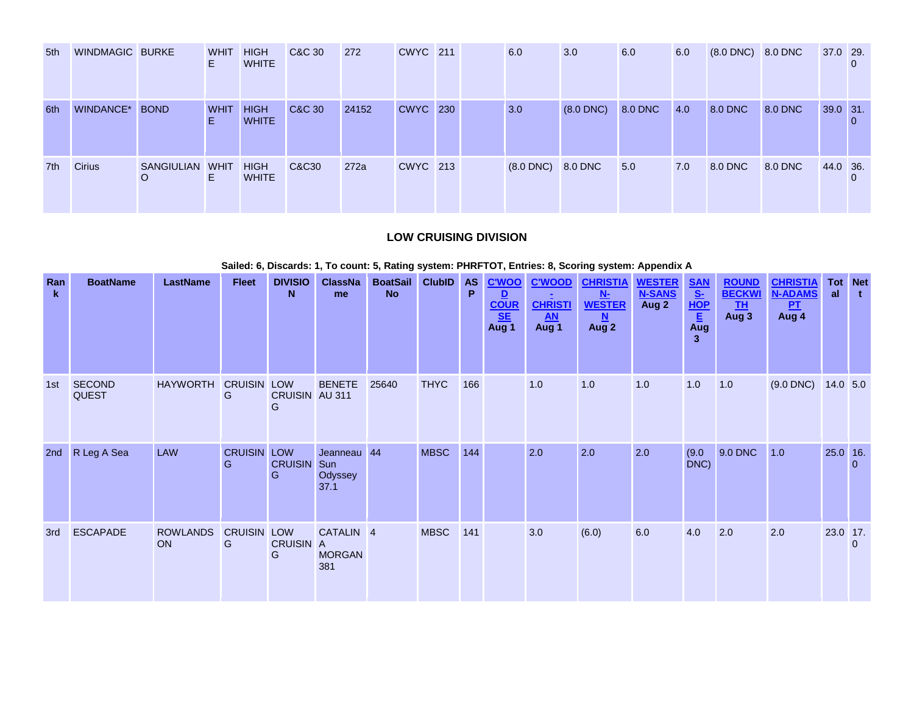| 5th | WINDMAGIC | BURKE | WHITE | HIGH WHITE | C&C 30 | 272 | CWYC | 211 | | 6.0 | 3.0 | 6.0 | 6.0 | (8.0 DNC) | 8.0 DNC | 37.0 | 29.0 |
|---|---|---|---|---|---|---|---|---|---|---|---|---|---|---|---|---|---|
| 6th | WINDANCE* | BOND | WHITE | HIGH WHITE | C&C 30 | 24152 | CWYC | 230 | | 3.0 | (8.0 DNC) | 8.0 DNC | 4.0 | 8.0 DNC | 8.0 DNC | 39.0 | 31.0 |
| 7th | Cirius | SANGIULIANO | WHITE | HIGH WHITE | C&C30 | 272a | CWYC | 213 | | (8.0 DNC) | 8.0 DNC | 5.0 | 7.0 | 8.0 DNC | 8.0 DNC | 44.0 | 36.0 |

### LOW CRUISING DIVISION

**Sailed: 6, Discards: 1, To count: 5, Rating system: PHRFTOT, Entries: 8, Scoring system: Appendix A**

| Rank | BoatName | LastName | Fleet | DIVISION | ClassName | BoatSail No | ClubID | ASP | C'WOOD COURSE Aug 1 | C'WOOD - CHRISTIAN Aug 1 | CHRISTIAN-WESTERN Aug 2 | WESTERN-SANS Aug 2 | SANS-HOPE Aug 3 | ROUND BECKWITH Aug 3 | CHRISTIAN-ADAMS PT Aug 4 | Total | Nett |
|---|---|---|---|---|---|---|---|---|---|---|---|---|---|---|---|---|---|
| 1st | SECOND QUEST | HAYWORTH | CRUISING | LOW CRUISING | BENETEAU 311 | 25640 | THYC | 166 | | 1.0 | 1.0 | 1.0 | 1.0 | 1.0 | (9.0 DNC) | 14.0 | 5.0 |
| 2nd | R Leg A Sea | LAW | CRUISING | LOW CRUISING | Jeanneau Sun Odyssey 37.1 | 44 | MBSC | 144 | | 2.0 | 2.0 | 2.0 | (9.0 DNC) | 9.0 DNC | 1.0 | 25.0 | 16.0 |
| 3rd | ESCAPADE | ROWLANDSON | CRUISING | LOW CRUISING | CATALINA MORGAN 381 | 4 | MBSC | 141 | | 3.0 | (6.0) | 6.0 | 4.0 | 2.0 | 2.0 | 23.0 | 17.0 |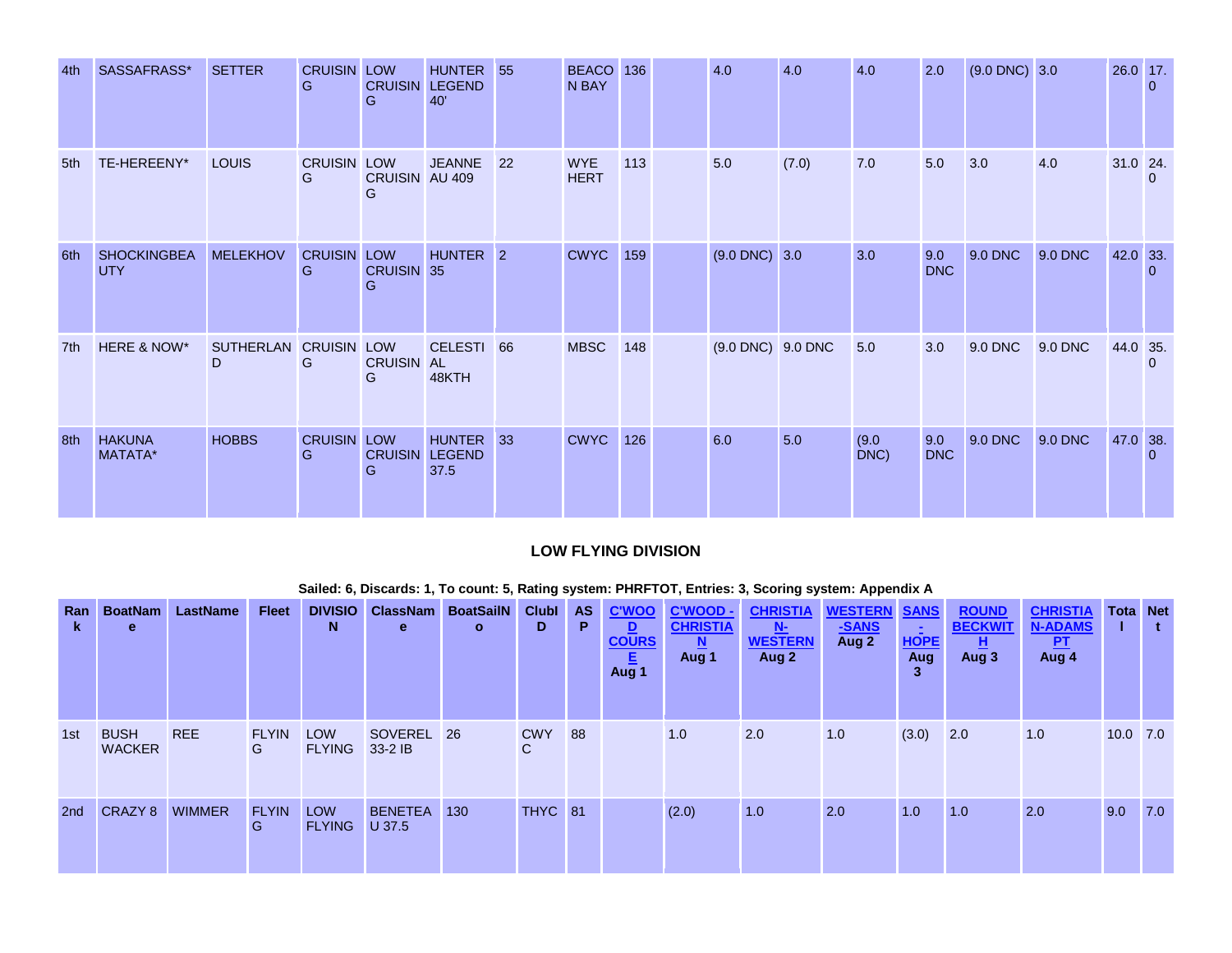| | | | | | | | | | | | | | | | | | |
|---|---|---|---|---|---|---|---|---|---|---|---|---|---|---|---|---|---|
| 4th | SASSAFRASS* | SETTER | CRUISING | LOW CRUISING | HUNTER LEGEND 40' | 55 | BEACON BAY | 136 | | 4.0 | 4.0 | 4.0 | 2.0 | (9.0 DNC) | 3.0 | 26.0 | 17.0 |
| 5th | TE-HEREENY* | LOUIS | CRUISING | LOW CRUISING | JEANNE AU 409 | 22 | WYE HERT | 113 | | 5.0 | (7.0) | 7.0 | 5.0 | 3.0 | 4.0 | 31.0 | 24.0 |
| 6th | SHOCKINGBEAUTY | MELEKHOV | CRUISING | LOW CRUISING | HUNTER 35 | 2 | CWYC | 159 | | (9.0 DNC) | 3.0 | 3.0 | 9.0 DNC | 9.0 DNC | 9.0 DNC | 42.0 | 33.0 |
| 7th | HERE & NOW* | SUTHERLAND | CRUISING | LOW CRUISING | CELESTIAL 48KTH | 66 | MBSC | 148 | | (9.0 DNC) | 9.0 DNC | 5.0 | 3.0 | 9.0 DNC | 9.0 DNC | 44.0 | 35.0 |
| 8th | HAKUNA MATATA* | HOBBS | CRUISING | LOW CRUISING | HUNTER LEGEND 37.5 | 33 | CWYC | 126 | | 6.0 | 5.0 | (9.0 DNC) | 9.0 DNC | 9.0 DNC | 9.0 DNC | 47.0 | 38.0 |

### LOW FLYING DIVISION

**Sailed: 6, Discards: 1, To count: 5, Rating system: PHRFTOT, Entries: 3, Scoring system: Appendix A**

| Rank | BoatName | LastName | Fleet | DIVISION | ClassName | BoatSailNo | ClubID | ASP | C'WOOD COURSE Aug 1 | C'WOOD - CHRISTIAN Aug 1 | CHRISTIAN-WESTERN Aug 2 | WESTERN-SANS Aug 2 | SANS - HOPE Aug 3 | ROUND BECKWITH Aug 3 | CHRISTIAN-ADAMS PT Aug 4 | Total | Net |
|---|---|---|---|---|---|---|---|---|---|---|---|---|---|---|---|---|---|
| 1st | BUSH WACKER | REE | FLYING | LOW FLYING | SOVEREL 33-2 IB | 26 | CWYC | 88 | | 1.0 | 2.0 | 1.0 | (3.0) | 2.0 | 1.0 | 10.0 | 7.0 |
| 2nd | CRAZY 8 | WIMMER | FLYING | LOW FLYING | BENETEAU 37.5 | 130 | THYC | 81 | | (2.0) | 1.0 | 2.0 | 1.0 | 1.0 | 2.0 | 9.0 | 7.0 |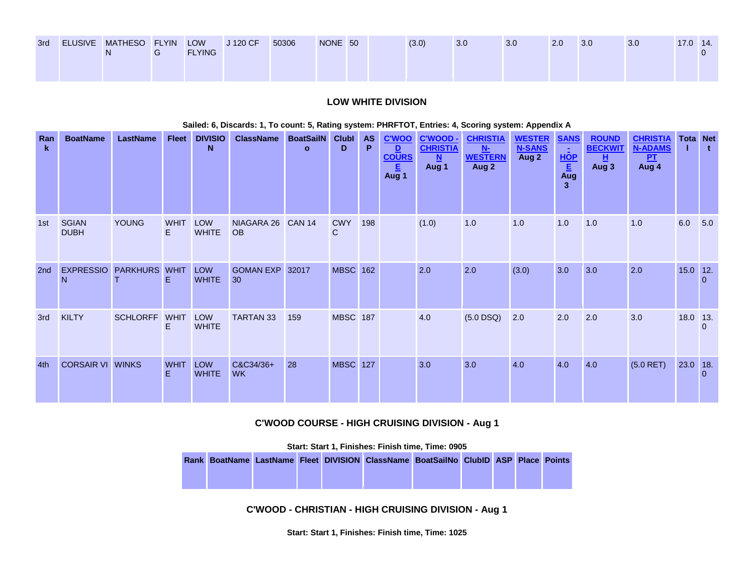| 3rd | ELUSIVE | MATHESON | FLYING | LOW FLYING | J 120 CF | 50306 | NONE | 50 | | (3.0) | 3.0 | 3.0 | 2.0 | 3.0 | 3.0 | 17.0 | 14.0 |
|---|---|---|---|---|---|---|---|---|---|---|---|---|---|---|---|---|---|

## LOW WHITE DIVISION

**Sailed: 6, Discards: 1, To count: 5, Rating system: PHRFTOT, Entries: 4, Scoring system: Appendix A**

| Rank | BoatName | LastName | Fleet | DIVISION | ClassName | BoatSailNo | ClubID | ASP | C'WOOD COURSE Aug 1 | C'WOOD - CHRISTIAN Aug 1 | CHRISTIAN-WESTERN Aug 2 | WESTERN-SANS Aug 2 | SANS - HOPE Aug 3 | ROUND BECKWITH Aug 3 | CHRISTIAN-ADAMS PT Aug 4 | Total | Net |
|---|---|---|---|---|---|---|---|---|---|---|---|---|---|---|---|---|---|
| 1st | SGIAN DUBH | YOUNG | WHITE | LOW WHITE | NIAGARA 26 OB | CAN 14 | CWYC | 198 | | (1.0) | 1.0 | 1.0 | 1.0 | 1.0 | 1.0 | 6.0 | 5.0 |
| 2nd | EXPRESSION | PARKHURST | WHITE | LOW WHITE | GOMAN EXP 30 | 32017 | MBSC | 162 | | 2.0 | 2.0 | (3.0) | 3.0 | 3.0 | 2.0 | 15.0 | 12.0 |
| 3rd | KILTY | SCHLORFF | WHITE | LOW WHITE | TARTAN 33 | 159 | MBSC | 187 | | 4.0 | (5.0 DSQ) | 2.0 | 2.0 | 2.0 | 3.0 | 18.0 | 13.0 |
| 4th | CORSAIR VI | WINKS | WHITE | LOW WHITE | C&C34/36+ WK | 28 | MBSC | 127 | | 3.0 | 3.0 | 4.0 | 4.0 | 4.0 | (5.0 RET) | 23.0 | 18.0 |

## C'WOOD COURSE - HIGH CRUISING DIVISION - Aug 1

**Start: Start 1, Finishes: Finish time, Time: 0905**

| Rank | BoatName | LastName | Fleet | DIVISION | ClassName | BoatSailNo | ClubID | ASP | Place | Points |
|---|---|---|---|---|---|---|---|---|---|---|

## C'WOOD - CHRISTIAN - HIGH CRUISING DIVISION - Aug 1

**Start: Start 1, Finishes: Finish time, Time: 1025**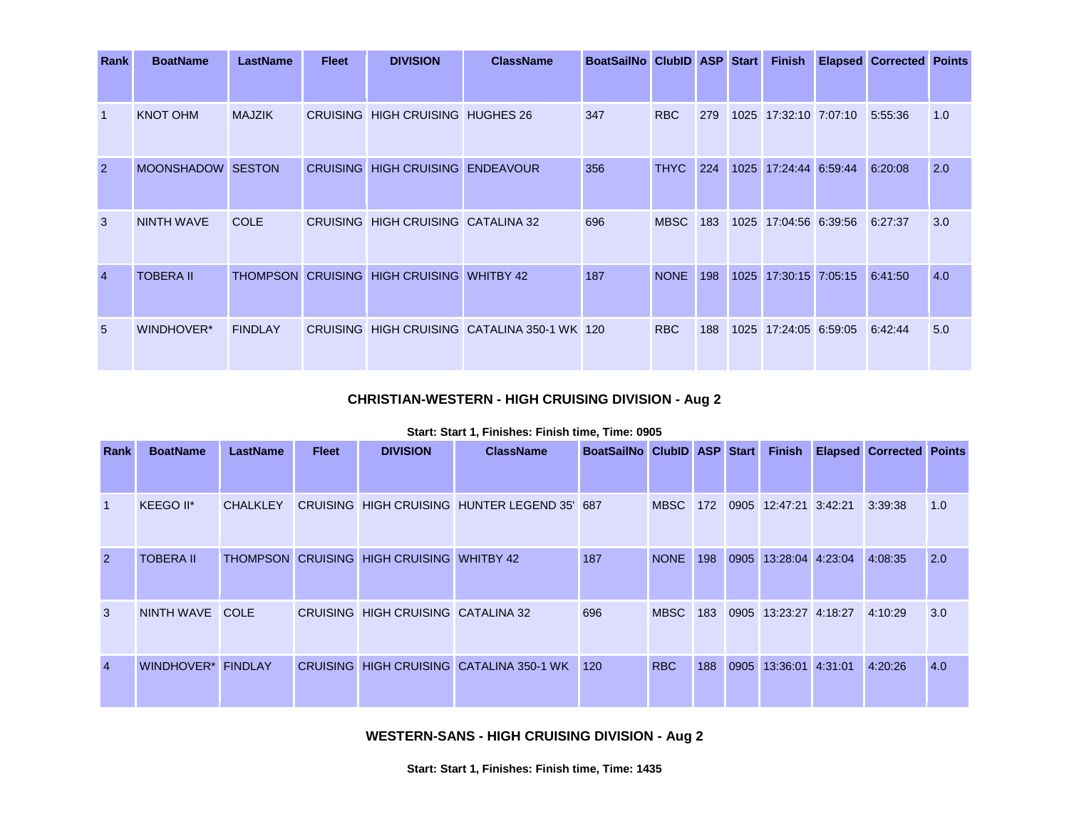| Rank | BoatName | LastName | Fleet | DIVISION | ClassName | BoatSailNo | ClubID | ASP | Start | Finish | Elapsed | Corrected | Points |
|---|---|---|---|---|---|---|---|---|---|---|---|---|---|
| 1 | KNOT OHM | MAJZIK | CRUISING | HIGH CRUISING | HUGHES 26 | 347 | RBC | 279 | 1025 | 17:32:10 | 7:07:10 | 5:55:36 | 1.0 |
| 2 | MOONSHADOW | SESTON | CRUISING | HIGH CRUISING | ENDEAVOUR | 356 | THYC | 224 | 1025 | 17:24:44 | 6:59:44 | 6:20:08 | 2.0 |
| 3 | NINTH WAVE | COLE | CRUISING | HIGH CRUISING | CATALINA 32 | 696 | MBSC | 183 | 1025 | 17:04:56 | 6:39:56 | 6:27:37 | 3.0 |
| 4 | TOBERA II | THOMPSON | CRUISING | HIGH CRUISING | WHITBY 42 | 187 | NONE | 198 | 1025 | 17:30:15 | 7:05:15 | 6:41:50 | 4.0 |
| 5 | WINDHOVER* | FINDLAY | CRUISING | HIGH CRUISING | CATALINA 350-1 WK | 120 | RBC | 188 | 1025 | 17:24:05 | 6:59:05 | 6:42:44 | 5.0 |

**CHRISTIAN-WESTERN - HIGH CRUISING DIVISION - Aug 2**

**Start: Start 1, Finishes: Finish time, Time: 0905**

| Rank | BoatName | LastName | Fleet | DIVISION | ClassName | BoatSailNo | ClubID | ASP | Start | Finish | Elapsed | Corrected | Points |
|---|---|---|---|---|---|---|---|---|---|---|---|---|---|
| 1 | KEEGO II* | CHALKLEY | CRUISING | HIGH CRUISING | HUNTER LEGEND 35' | 687 | MBSC | 172 | 0905 | 12:47:21 | 3:42:21 | 3:39:38 | 1.0 |
| 2 | TOBERA II | THOMPSON | CRUISING | HIGH CRUISING | WHITBY 42 | 187 | NONE | 198 | 0905 | 13:28:04 | 4:23:04 | 4:08:35 | 2.0 |
| 3 | NINTH WAVE | COLE | CRUISING | HIGH CRUISING | CATALINA 32 | 696 | MBSC | 183 | 0905 | 13:23:27 | 4:18:27 | 4:10:29 | 3.0 |
| 4 | WINDHOVER* | FINDLAY | CRUISING | HIGH CRUISING | CATALINA 350-1 WK | 120 | RBC | 188 | 0905 | 13:36:01 | 4:31:01 | 4:20:26 | 4.0 |

**WESTERN-SANS - HIGH CRUISING DIVISION - Aug 2**

**Start: Start 1, Finishes: Finish time, Time: 1435**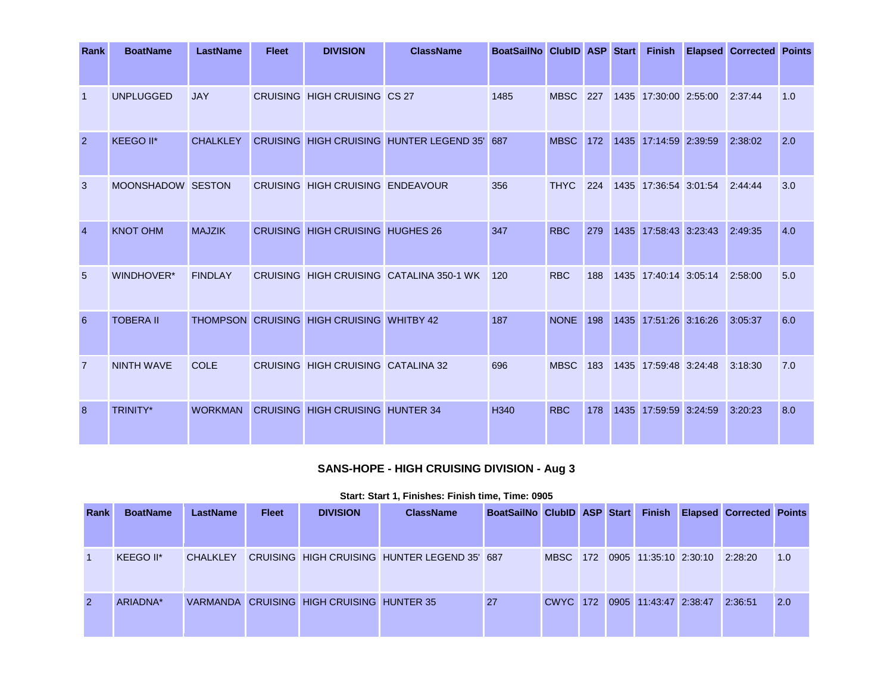| Rank | BoatName | LastName | Fleet | DIVISION | ClassName | BoatSailNo | ClubID | ASP | Start | Finish | Elapsed | Corrected | Points |
|---|---|---|---|---|---|---|---|---|---|---|---|---|---|
| 1 | UNPLUGGED | JAY | CRUISING | HIGH CRUISING | CS 27 | 1485 | MBSC | 227 | 1435 | 17:30:00 | 2:55:00 | 2:37:44 | 1.0 |
| 2 | KEEGO II* | CHALKLEY | CRUISING | HIGH CRUISING | HUNTER LEGEND 35' | 687 | MBSC | 172 | 1435 | 17:14:59 | 2:39:59 | 2:38:02 | 2.0 |
| 3 | MOONSHADOW | SESTON | CRUISING | HIGH CRUISING | ENDEAVOUR | 356 | THYC | 224 | 1435 | 17:36:54 | 3:01:54 | 2:44:44 | 3.0 |
| 4 | KNOT OHM | MAJZIK | CRUISING | HIGH CRUISING | HUGHES 26 | 347 | RBC | 279 | 1435 | 17:58:43 | 3:23:43 | 2:49:35 | 4.0 |
| 5 | WINDHOVER* | FINDLAY | CRUISING | HIGH CRUISING | CATALINA 350-1 WK | 120 | RBC | 188 | 1435 | 17:40:14 | 3:05:14 | 2:58:00 | 5.0 |
| 6 | TOBERA II | THOMPSON | CRUISING | HIGH CRUISING | WHITBY 42 | 187 | NONE | 198 | 1435 | 17:51:26 | 3:16:26 | 3:05:37 | 6.0 |
| 7 | NINTH WAVE | COLE | CRUISING | HIGH CRUISING | CATALINA 32 | 696 | MBSC | 183 | 1435 | 17:59:48 | 3:24:48 | 3:18:30 | 7.0 |
| 8 | TRINITY* | WORKMAN | CRUISING | HIGH CRUISING | HUNTER 34 | H340 | RBC | 178 | 1435 | 17:59:59 | 3:24:59 | 3:20:23 | 8.0 |

## SANS-HOPE - HIGH CRUISING DIVISION - Aug 3

**Start: Start 1, Finishes: Finish time, Time: 0905**

| Rank | BoatName | LastName | Fleet | DIVISION | ClassName | BoatSailNo | ClubID | ASP | Start | Finish | Elapsed | Corrected | Points |
|---|---|---|---|---|---|---|---|---|---|---|---|---|---|
| 1 | KEEGO II* | CHALKLEY | CRUISING | HIGH CRUISING | HUNTER LEGEND 35' | 687 | MBSC | 172 | 0905 | 11:35:10 | 2:30:10 | 2:28:20 | 1.0 |
| 2 | ARIADNA* | VARMANDA | CRUISING | HIGH CRUISING | HUNTER 35 | 27 | CWYC | 172 | 0905 | 11:43:47 | 2:38:47 | 2:36:51 | 2.0 |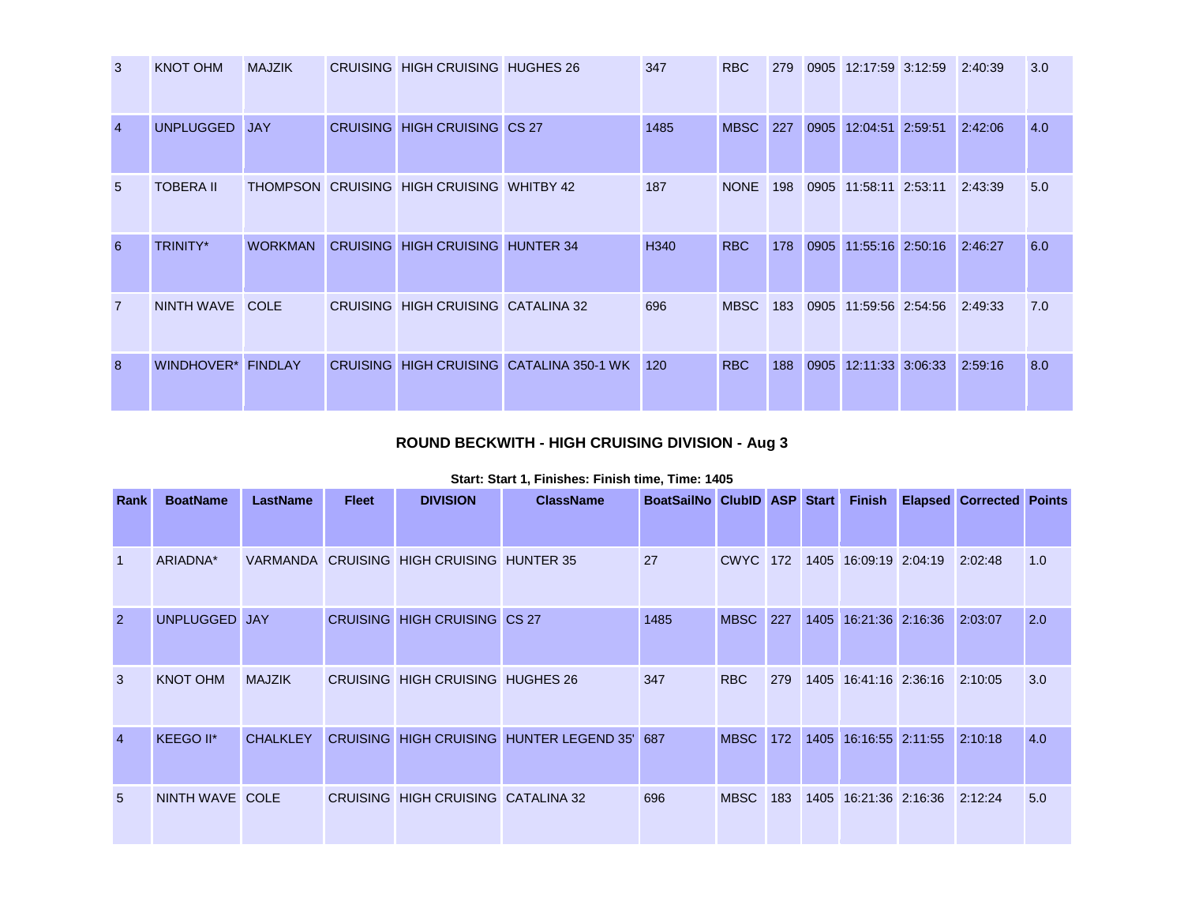| Rank | BoatName | LastName | Fleet | DIVISION | ClassName | BoatSailNo | ClubID | ASP | Start | Finish | Elapsed | Corrected | Points |
|---|---|---|---|---|---|---|---|---|---|---|---|---|---|
| 3 | KNOT OHM | MAJZIK | CRUISING | HIGH CRUISING | HUGHES 26 | 347 | RBC | 279 | 0905 | 12:17:59 | 3:12:59 | 2:40:39 | 3.0 |
| 4 | UNPLUGGED | JAY | CRUISING | HIGH CRUISING | CS 27 | 1485 | MBSC | 227 | 0905 | 12:04:51 | 2:59:51 | 2:42:06 | 4.0 |
| 5 | TOBERA II | THOMPSON | CRUISING | HIGH CRUISING | WHITBY 42 | 187 | NONE | 198 | 0905 | 11:58:11 | 2:53:11 | 2:43:39 | 5.0 |
| 6 | TRINITY* | WORKMAN | CRUISING | HIGH CRUISING | HUNTER 34 | H340 | RBC | 178 | 0905 | 11:55:16 | 2:50:16 | 2:46:27 | 6.0 |
| 7 | NINTH WAVE | COLE | CRUISING | HIGH CRUISING | CATALINA 32 | 696 | MBSC | 183 | 0905 | 11:59:56 | 2:54:56 | 2:49:33 | 7.0 |
| 8 | WINDHOVER* | FINDLAY | CRUISING | HIGH CRUISING | CATALINA 350-1 WK | 120 | RBC | 188 | 0905 | 12:11:33 | 3:06:33 | 2:59:16 | 8.0 |

## ROUND BECKWITH - HIGH CRUISING DIVISION - Aug 3

**Start: Start 1, Finishes: Finish time, Time: 1405**

| Rank | BoatName | LastName | Fleet | DIVISION | ClassName | BoatSailNo | ClubID | ASP | Start | Finish | Elapsed | Corrected | Points |
|---|---|---|---|---|---|---|---|---|---|---|---|---|---|
| 1 | ARIADNA* | VARMANDA | CRUISING | HIGH CRUISING | HUNTER 35 | 27 | CWYC | 172 | 1405 | 16:09:19 | 2:04:19 | 2:02:48 | 1.0 |
| 2 | UNPLUGGED | JAY | CRUISING | HIGH CRUISING | CS 27 | 1485 | MBSC | 227 | 1405 | 16:21:36 | 2:16:36 | 2:03:07 | 2.0 |
| 3 | KNOT OHM | MAJZIK | CRUISING | HIGH CRUISING | HUGHES 26 | 347 | RBC | 279 | 1405 | 16:41:16 | 2:36:16 | 2:10:05 | 3.0 |
| 4 | KEEGO II* | CHALKLEY | CRUISING | HIGH CRUISING | HUNTER LEGEND 35' | 687 | MBSC | 172 | 1405 | 16:16:55 | 2:11:55 | 2:10:18 | 4.0 |
| 5 | NINTH WAVE | COLE | CRUISING | HIGH CRUISING | CATALINA 32 | 696 | MBSC | 183 | 1405 | 16:21:36 | 2:16:36 | 2:12:24 | 5.0 |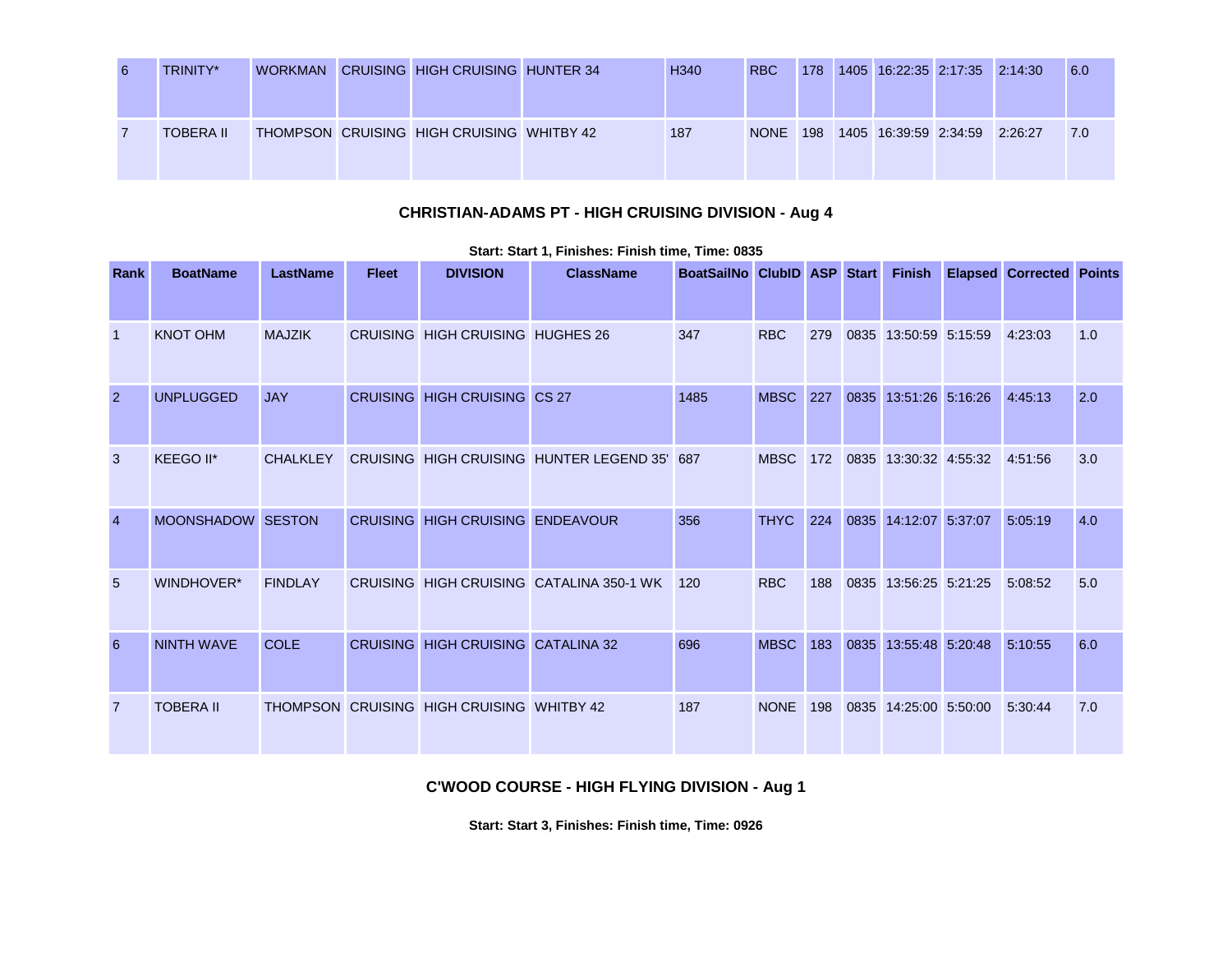| | | | | | | | | | | | | | |
|---|---|---|---|---|---|---|---|---|---|---|---|---|---|
| 6 | TRINITY* | WORKMAN | CRUISING | HIGH CRUISING | HUNTER 34 | H340 | RBC | 178 | 1405 | 16:22:35 | 2:17:35 | 2:14:30 | 6.0 |
| 7 | TOBERA II | THOMPSON | CRUISING | HIGH CRUISING | WHITBY 42 | 187 | NONE | 198 | 1405 | 16:39:59 | 2:34:59 | 2:26:27 | 7.0 |

### CHRISTIAN-ADAMS PT - HIGH CRUISING DIVISION - Aug 4

**Start: Start 1, Finishes: Finish time, Time: 0835**

| Rank | BoatName | LastName | Fleet | DIVISION | ClassName | BoatSailNo | ClubID | ASP | Start | Finish | Elapsed | Corrected | Points |
|---|---|---|---|---|---|---|---|---|---|---|---|---|---|
| 1 | KNOT OHM | MAJZIK | CRUISING | HIGH CRUISING | HUGHES 26 | 347 | RBC | 279 | 0835 | 13:50:59 | 5:15:59 | 4:23:03 | 1.0 |
| 2 | UNPLUGGED | JAY | CRUISING | HIGH CRUISING | CS 27 | 1485 | MBSC | 227 | 0835 | 13:51:26 | 5:16:26 | 4:45:13 | 2.0 |
| 3 | KEEGO II* | CHALKLEY | CRUISING | HIGH CRUISING | HUNTER LEGEND 35' | 687 | MBSC | 172 | 0835 | 13:30:32 | 4:55:32 | 4:51:56 | 3.0 |
| 4 | MOONSHADOW | SESTON | CRUISING | HIGH CRUISING | ENDEAVOUR | 356 | THYC | 224 | 0835 | 14:12:07 | 5:37:07 | 5:05:19 | 4.0 |
| 5 | WINDHOVER* | FINDLAY | CRUISING | HIGH CRUISING | CATALINA 350-1 WK | 120 | RBC | 188 | 0835 | 13:56:25 | 5:21:25 | 5:08:52 | 5.0 |
| 6 | NINTH WAVE | COLE | CRUISING | HIGH CRUISING | CATALINA 32 | 696 | MBSC | 183 | 0835 | 13:55:48 | 5:20:48 | 5:10:55 | 6.0 |
| 7 | TOBERA II | THOMPSON | CRUISING | HIGH CRUISING | WHITBY 42 | 187 | NONE | 198 | 0835 | 14:25:00 | 5:50:00 | 5:30:44 | 7.0 |

### C'WOOD COURSE - HIGH FLYING DIVISION - Aug 1

**Start: Start 3, Finishes: Finish time, Time: 0926**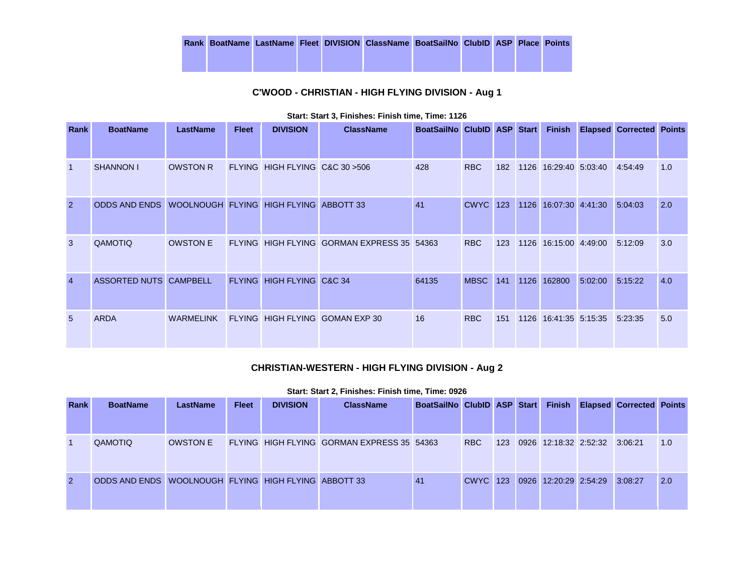| Rank | BoatName | LastName | Fleet | DIVISION | ClassName | BoatSailNo | ClubID | ASP | Place | Points |
|---|---|---|---|---|---|---|---|---|---|---|

### C'WOOD - CHRISTIAN - HIGH FLYING DIVISION - Aug 1

**Start: Start 3, Finishes: Finish time, Time: 1126**

| Rank | BoatName | LastName | Fleet | DIVISION | ClassName | BoatSailNo | ClubID | ASP | Start | Finish | Elapsed | Corrected | Points |
|---|---|---|---|---|---|---|---|---|---|---|---|---|---|
| 1 | SHANNON I | OWSTON R | FLYING | HIGH FLYING | C&C 30 >506 | 428 | RBC | 182 | 1126 | 16:29:40 | 5:03:40 | 4:54:49 | 1.0 |
| 2 | ODDS AND ENDS | WOOLNOUGH | FLYING | HIGH FLYING | ABBOTT 33 | 41 | CWYC | 123 | 1126 | 16:07:30 | 4:41:30 | 5:04:03 | 2.0 |
| 3 | QAMOTIQ | OWSTON E | FLYING | HIGH FLYING | GORMAN EXPRESS 35 | 54363 | RBC | 123 | 1126 | 16:15:00 | 4:49:00 | 5:12:09 | 3.0 |
| 4 | ASSORTED NUTS | CAMPBELL | FLYING | HIGH FLYING | C&C 34 | 64135 | MBSC | 141 | 1126 | 162800 | 5:02:00 | 5:15:22 | 4.0 |
| 5 | ARDA | WARMELINK | FLYING | HIGH FLYING | GOMAN EXP 30 | 16 | RBC | 151 | 1126 | 16:41:35 | 5:15:35 | 5:23:35 | 5.0 |

### CHRISTIAN-WESTERN - HIGH FLYING DIVISION - Aug 2

**Start: Start 2, Finishes: Finish time, Time: 0926**

| Rank | BoatName | LastName | Fleet | DIVISION | ClassName | BoatSailNo | ClubID | ASP | Start | Finish | Elapsed | Corrected | Points |
|---|---|---|---|---|---|---|---|---|---|---|---|---|---|
| 1 | QAMOTIQ | OWSTON E | FLYING | HIGH FLYING | GORMAN EXPRESS 35 | 54363 | RBC | 123 | 0926 | 12:18:32 | 2:52:32 | 3:06:21 | 1.0 |
| 2 | ODDS AND ENDS | WOOLNOUGH | FLYING | HIGH FLYING | ABBOTT 33 | 41 | CWYC | 123 | 0926 | 12:20:29 | 2:54:29 | 3:08:27 | 2.0 |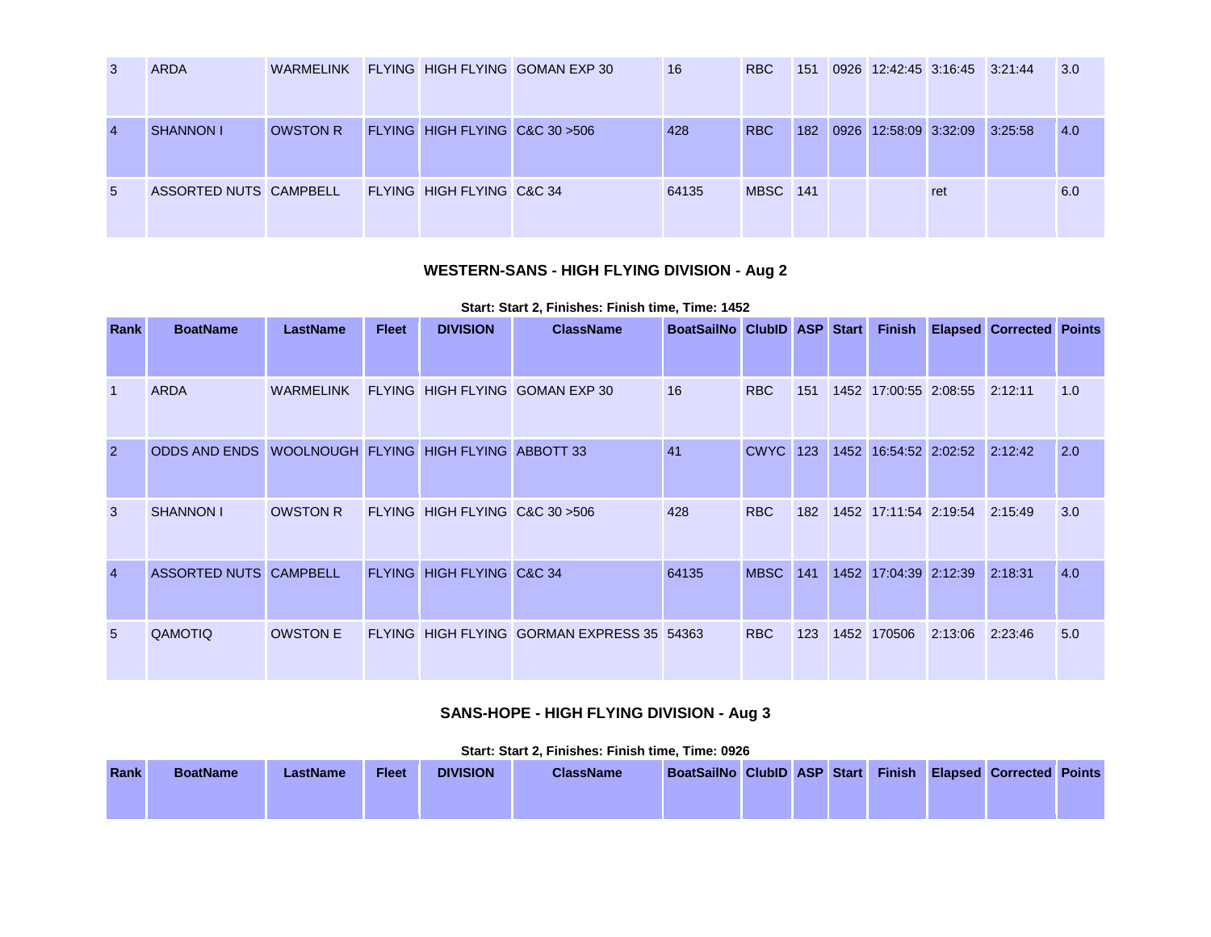| Rank | BoatName | LastName | Fleet | DIVISION | ClassName | BoatSailNo | ClubID | ASP | Start | Finish | Elapsed | Corrected | Points |
|---|---|---|---|---|---|---|---|---|---|---|---|---|---|
| 3 | ARDA | WARMELINK | FLYING | HIGH FLYING | GOMAN EXP 30 | 16 | RBC | 151 | 0926 | 12:42:45 | 3:16:45 | 3:21:44 | 3.0 |
| 4 | SHANNON I | OWSTON R | FLYING | HIGH FLYING | C&C 30 >506 | 428 | RBC | 182 | 0926 | 12:58:09 | 3:32:09 | 3:25:58 | 4.0 |
| 5 | ASSORTED NUTS | CAMPBELL | FLYING | HIGH FLYING | C&C 34 | 64135 | MBSC | 141 | | | ret | | 6.0 |

### WESTERN-SANS - HIGH FLYING DIVISION - Aug 2

**Start: Start 2, Finishes: Finish time, Time: 1452**

| Rank | BoatName | LastName | Fleet | DIVISION | ClassName | BoatSailNo | ClubID | ASP | Start | Finish | Elapsed | Corrected | Points |
|---|---|---|---|---|---|---|---|---|---|---|---|---|---|
| 1 | ARDA | WARMELINK | FLYING | HIGH FLYING | GOMAN EXP 30 | 16 | RBC | 151 | 1452 | 17:00:55 | 2:08:55 | 2:12:11 | 1.0 |
| 2 | ODDS AND ENDS | WOOLNOUGH | FLYING | HIGH FLYING | ABBOTT 33 | 41 | CWYC | 123 | 1452 | 16:54:52 | 2:02:52 | 2:12:42 | 2.0 |
| 3 | SHANNON I | OWSTON R | FLYING | HIGH FLYING | C&C 30 >506 | 428 | RBC | 182 | 1452 | 17:11:54 | 2:19:54 | 2:15:49 | 3.0 |
| 4 | ASSORTED NUTS | CAMPBELL | FLYING | HIGH FLYING | C&C 34 | 64135 | MBSC | 141 | 1452 | 17:04:39 | 2:12:39 | 2:18:31 | 4.0 |
| 5 | QAMOTIQ | OWSTON E | FLYING | HIGH FLYING | GORMAN EXPRESS 35 | 54363 | RBC | 123 | 1452 | 170506 | 2:13:06 | 2:23:46 | 5.0 |

### SANS-HOPE - HIGH FLYING DIVISION - Aug 3

**Start: Start 2, Finishes: Finish time, Time: 0926**

| Rank | BoatName | LastName | Fleet | DIVISION | ClassName | BoatSailNo | ClubID | ASP | Start | Finish | Elapsed | Corrected | Points |
|---|---|---|---|---|---|---|---|---|---|---|---|---|---|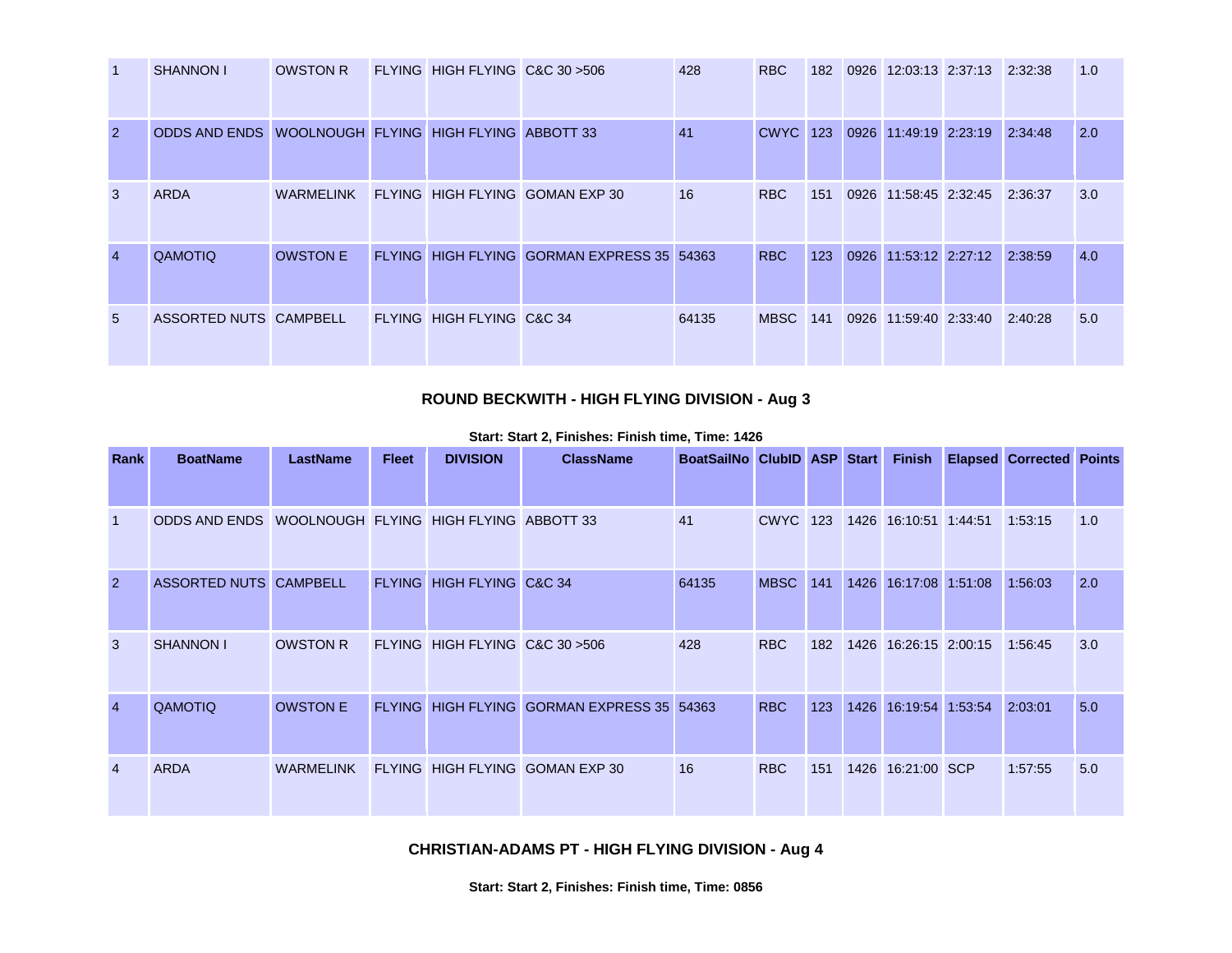| Rank | BoatName | LastName | Fleet | DIVISION | ClassName | BoatSailNo | ClubID | ASP | Start | Finish | Elapsed | Corrected | Points |
|---|---|---|---|---|---|---|---|---|---|---|---|---|---|
| 1 | SHANNON I | OWSTON R | FLYING | HIGH FLYING | C&C 30 >506 | 428 | RBC | 182 | 0926 | 12:03:13 | 2:37:13 | 2:32:38 | 1.0 |
| 2 | ODDS AND ENDS | WOOLNOUGH | FLYING | HIGH FLYING | ABBOTT 33 | 41 | CWYC | 123 | 0926 | 11:49:19 | 2:23:19 | 2:34:48 | 2.0 |
| 3 | ARDA | WARMELINK | FLYING | HIGH FLYING | GOMAN EXP 30 | 16 | RBC | 151 | 0926 | 11:58:45 | 2:32:45 | 2:36:37 | 3.0 |
| 4 | QAMOTIQ | OWSTON E | FLYING | HIGH FLYING | GORMAN EXPRESS 35 | 54363 | RBC | 123 | 0926 | 11:53:12 | 2:27:12 | 2:38:59 | 4.0 |
| 5 | ASSORTED NUTS | CAMPBELL | FLYING | HIGH FLYING | C&C 34 | 64135 | MBSC | 141 | 0926 | 11:59:40 | 2:33:40 | 2:40:28 | 5.0 |

### ROUND BECKWITH - HIGH FLYING DIVISION - Aug 3

**Start: Start 2, Finishes: Finish time, Time: 1426**

| Rank | BoatName | LastName | Fleet | DIVISION | ClassName | BoatSailNo | ClubID | ASP | Start | Finish | Elapsed | Corrected | Points |
|---|---|---|---|---|---|---|---|---|---|---|---|---|---|
| 1 | ODDS AND ENDS | WOOLNOUGH | FLYING | HIGH FLYING | ABBOTT 33 | 41 | CWYC | 123 | 1426 | 16:10:51 | 1:44:51 | 1:53:15 | 1.0 |
| 2 | ASSORTED NUTS | CAMPBELL | FLYING | HIGH FLYING | C&C 34 | 64135 | MBSC | 141 | 1426 | 16:17:08 | 1:51:08 | 1:56:03 | 2.0 |
| 3 | SHANNON I | OWSTON R | FLYING | HIGH FLYING | C&C 30 >506 | 428 | RBC | 182 | 1426 | 16:26:15 | 2:00:15 | 1:56:45 | 3.0 |
| 4 | QAMOTIQ | OWSTON E | FLYING | HIGH FLYING | GORMAN EXPRESS 35 | 54363 | RBC | 123 | 1426 | 16:19:54 | 1:53:54 | 2:03:01 | 5.0 |
| 4 | ARDA | WARMELINK | FLYING | HIGH FLYING | GOMAN EXP 30 | 16 | RBC | 151 | 1426 | 16:21:00 | SCP | 1:57:55 | 5.0 |

### CHRISTIAN-ADAMS PT - HIGH FLYING DIVISION - Aug 4

**Start: Start 2, Finishes: Finish time, Time: 0856**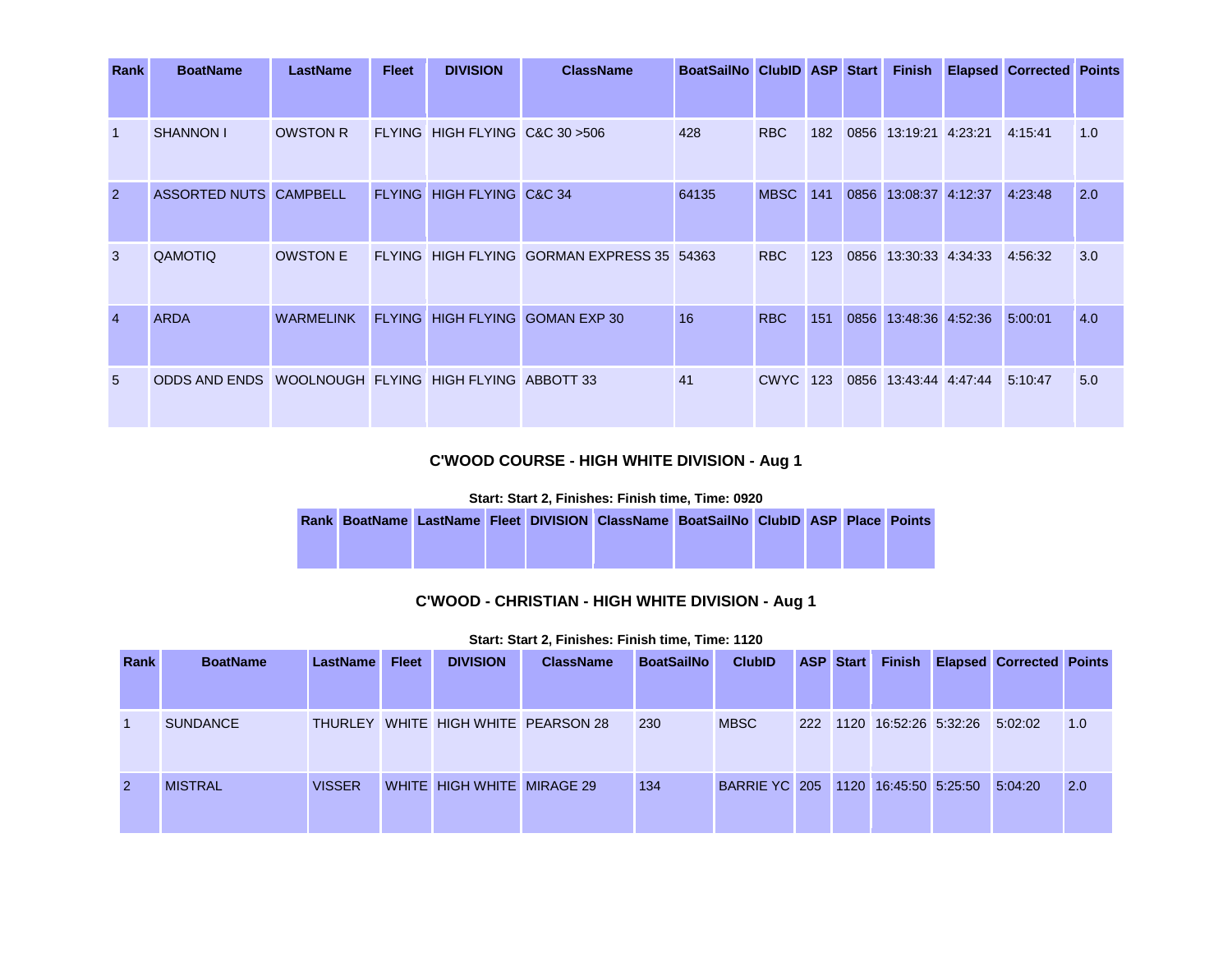| Rank | BoatName | LastName | Fleet | DIVISION | ClassName | BoatSailNo | ClubID | ASP | Start | Finish | Elapsed | Corrected | Points |
|---|---|---|---|---|---|---|---|---|---|---|---|---|---|
| 1 | SHANNON I | OWSTON R | FLYING | HIGH FLYING | C&C 30 >506 | 428 | RBC | 182 | 0856 | 13:19:21 | 4:23:21 | 4:15:41 | 1.0 |
| 2 | ASSORTED NUTS | CAMPBELL | FLYING | HIGH FLYING | C&C 34 | 64135 | MBSC | 141 | 0856 | 13:08:37 | 4:12:37 | 4:23:48 | 2.0 |
| 3 | QAMOTIQ | OWSTON E | FLYING | HIGH FLYING | GORMAN EXPRESS 35 | 54363 | RBC | 123 | 0856 | 13:30:33 | 4:34:33 | 4:56:32 | 3.0 |
| 4 | ARDA | WARMELINK | FLYING | HIGH FLYING | GOMAN EXP 30 | 16 | RBC | 151 | 0856 | 13:48:36 | 4:52:36 | 5:00:01 | 4.0 |
| 5 | ODDS AND ENDS | WOOLNOUGH | FLYING | HIGH FLYING | ABBOTT 33 | 41 | CWYC | 123 | 0856 | 13:43:44 | 4:47:44 | 5:10:47 | 5.0 |

### C'WOOD COURSE - HIGH WHITE DIVISION - Aug 1

**Start: Start 2, Finishes: Finish time, Time: 0920**

| Rank | BoatName | LastName | Fleet | DIVISION | ClassName | BoatSailNo | ClubID | ASP | Place | Points |
|---|---|---|---|---|---|---|---|---|---|---|

### C'WOOD - CHRISTIAN - HIGH WHITE DIVISION - Aug 1

**Start: Start 2, Finishes: Finish time, Time: 1120**

| Rank | BoatName | LastName | Fleet | DIVISION | ClassName | BoatSailNo | ClubID | ASP | Start | Finish | Elapsed | Corrected | Points |
|---|---|---|---|---|---|---|---|---|---|---|---|---|---|
| 1 | SUNDANCE | THURLEY | WHITE | HIGH WHITE | PEARSON 28 | 230 | MBSC | 222 | 1120 | 16:52:26 | 5:32:26 | 5:02:02 | 1.0 |
| 2 | MISTRAL | VISSER | WHITE | HIGH WHITE | MIRAGE 29 | 134 | BARRIE YC | 205 | 1120 | 16:45:50 | 5:25:50 | 5:04:20 | 2.0 |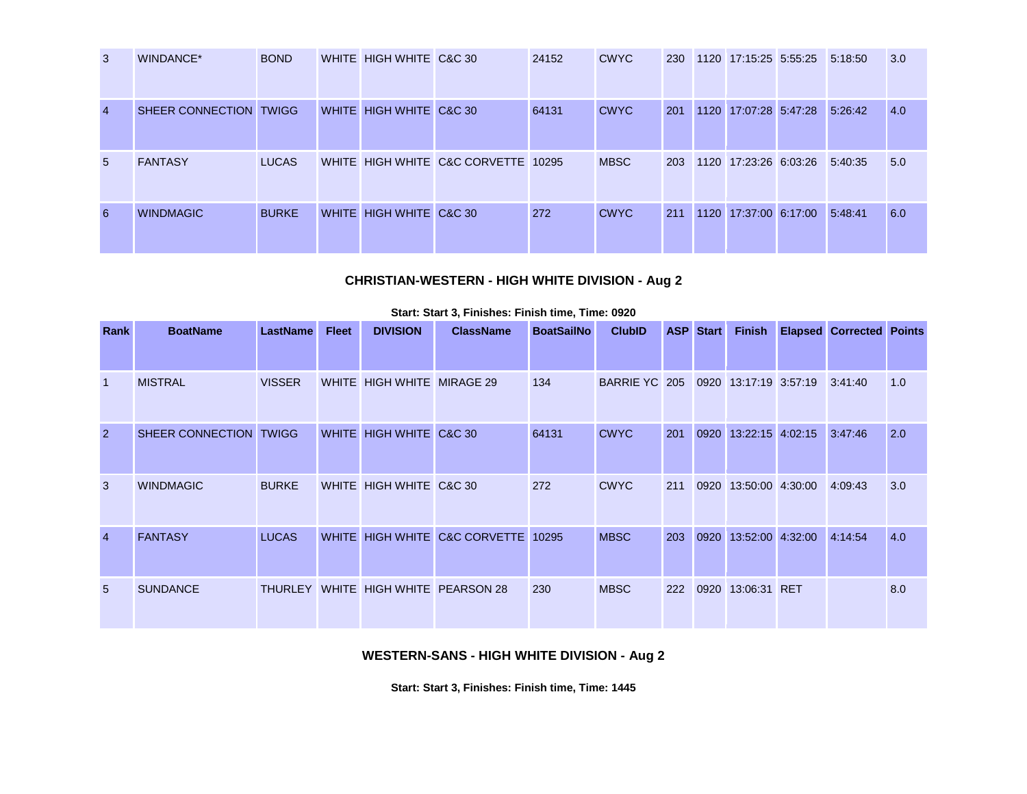| Rank | BoatName | LastName | Fleet | DIVISION | ClassName | BoatSailNo | ClubID | ASP | Start | Finish | Elapsed | Corrected | Points |
|---|---|---|---|---|---|---|---|---|---|---|---|---|---|
| 3 | WINDANCE* | BOND | WHITE | HIGH WHITE | C&C 30 | 24152 | CWYC | 230 | 1120 | 17:15:25 | 5:55:25 | 5:18:50 | 3.0 |
| 4 | SHEER CONNECTION | TWIGG | WHITE | HIGH WHITE | C&C 30 | 64131 | CWYC | 201 | 1120 | 17:07:28 | 5:47:28 | 5:26:42 | 4.0 |
| 5 | FANTASY | LUCAS | WHITE | HIGH WHITE | C&C CORVETTE | 10295 | MBSC | 203 | 1120 | 17:23:26 | 6:03:26 | 5:40:35 | 5.0 |
| 6 | WINDMAGIC | BURKE | WHITE | HIGH WHITE | C&C 30 | 272 | CWYC | 211 | 1120 | 17:37:00 | 6:17:00 | 5:48:41 | 6.0 |

### CHRISTIAN-WESTERN - HIGH WHITE DIVISION - Aug 2

**Start: Start 3, Finishes: Finish time, Time: 0920**

| Rank | BoatName | LastName | Fleet | DIVISION | ClassName | BoatSailNo | ClubID | ASP | Start | Finish | Elapsed | Corrected | Points |
|---|---|---|---|---|---|---|---|---|---|---|---|---|---|
| 1 | MISTRAL | VISSER | WHITE | HIGH WHITE | MIRAGE 29 | 134 | BARRIE YC | 205 | 0920 | 13:17:19 | 3:57:19 | 3:41:40 | 1.0 |
| 2 | SHEER CONNECTION | TWIGG | WHITE | HIGH WHITE | C&C 30 | 64131 | CWYC | 201 | 0920 | 13:22:15 | 4:02:15 | 3:47:46 | 2.0 |
| 3 | WINDMAGIC | BURKE | WHITE | HIGH WHITE | C&C 30 | 272 | CWYC | 211 | 0920 | 13:50:00 | 4:30:00 | 4:09:43 | 3.0 |
| 4 | FANTASY | LUCAS | WHITE | HIGH WHITE | C&C CORVETTE | 10295 | MBSC | 203 | 0920 | 13:52:00 | 4:32:00 | 4:14:54 | 4.0 |
| 5 | SUNDANCE | THURLEY | WHITE | HIGH WHITE | PEARSON 28 | 230 | MBSC | 222 | 0920 | 13:06:31 | RET | | 8.0 |

### WESTERN-SANS - HIGH WHITE DIVISION - Aug 2

**Start: Start 3, Finishes: Finish time, Time: 1445**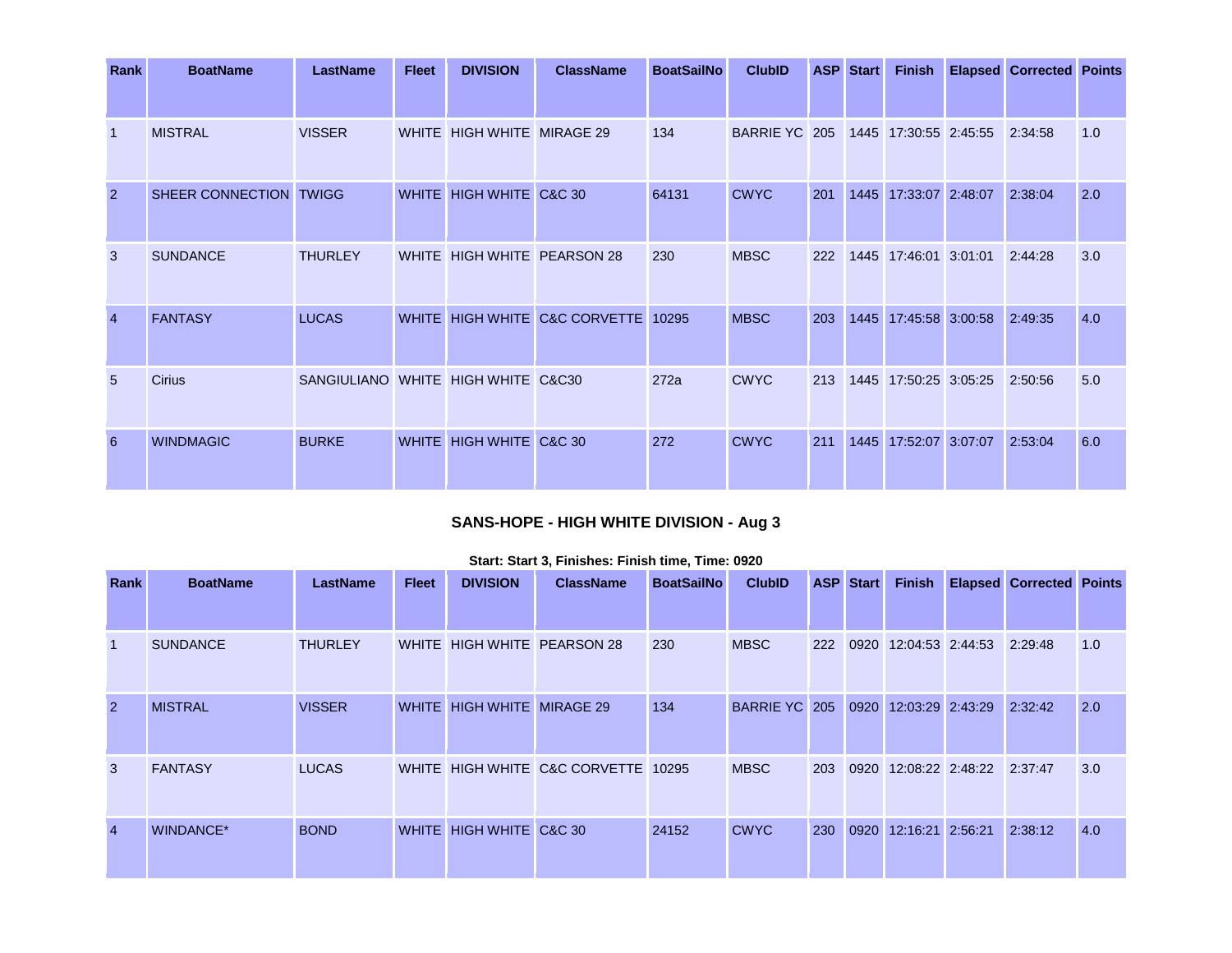| Rank | BoatName | LastName | Fleet | DIVISION | ClassName | BoatSailNo | ClubID | ASP | Start | Finish | Elapsed | Corrected | Points |
|---|---|---|---|---|---|---|---|---|---|---|---|---|---|
| 1 | MISTRAL | VISSER | WHITE | HIGH WHITE | MIRAGE 29 | 134 | BARRIE YC | 205 | 1445 | 17:30:55 | 2:45:55 | 2:34:58 | 1.0 |
| 2 | SHEER CONNECTION | TWIGG | WHITE | HIGH WHITE | C&C 30 | 64131 | CWYC | 201 | 1445 | 17:33:07 | 2:48:07 | 2:38:04 | 2.0 |
| 3 | SUNDANCE | THURLEY | WHITE | HIGH WHITE | PEARSON 28 | 230 | MBSC | 222 | 1445 | 17:46:01 | 3:01:01 | 2:44:28 | 3.0 |
| 4 | FANTASY | LUCAS | WHITE | HIGH WHITE | C&C CORVETTE | 10295 | MBSC | 203 | 1445 | 17:45:58 | 3:00:58 | 2:49:35 | 4.0 |
| 5 | Cirius | SANGIULIANO | WHITE | HIGH WHITE | C&C30 | 272a | CWYC | 213 | 1445 | 17:50:25 | 3:05:25 | 2:50:56 | 5.0 |
| 6 | WINDMAGIC | BURKE | WHITE | HIGH WHITE | C&C 30 | 272 | CWYC | 211 | 1445 | 17:52:07 | 3:07:07 | 2:53:04 | 6.0 |

### SANS-HOPE - HIGH WHITE DIVISION - Aug 3

**Start: Start 3, Finishes: Finish time, Time: 0920**

| Rank | BoatName | LastName | Fleet | DIVISION | ClassName | BoatSailNo | ClubID | ASP | Start | Finish | Elapsed | Corrected | Points |
|---|---|---|---|---|---|---|---|---|---|---|---|---|---|
| 1 | SUNDANCE | THURLEY | WHITE | HIGH WHITE | PEARSON 28 | 230 | MBSC | 222 | 0920 | 12:04:53 | 2:44:53 | 2:29:48 | 1.0 |
| 2 | MISTRAL | VISSER | WHITE | HIGH WHITE | MIRAGE 29 | 134 | BARRIE YC | 205 | 0920 | 12:03:29 | 2:43:29 | 2:32:42 | 2.0 |
| 3 | FANTASY | LUCAS | WHITE | HIGH WHITE | C&C CORVETTE | 10295 | MBSC | 203 | 0920 | 12:08:22 | 2:48:22 | 2:37:47 | 3.0 |
| 4 | WINDANCE* | BOND | WHITE | HIGH WHITE | C&C 30 | 24152 | CWYC | 230 | 0920 | 12:16:21 | 2:56:21 | 2:38:12 | 4.0 |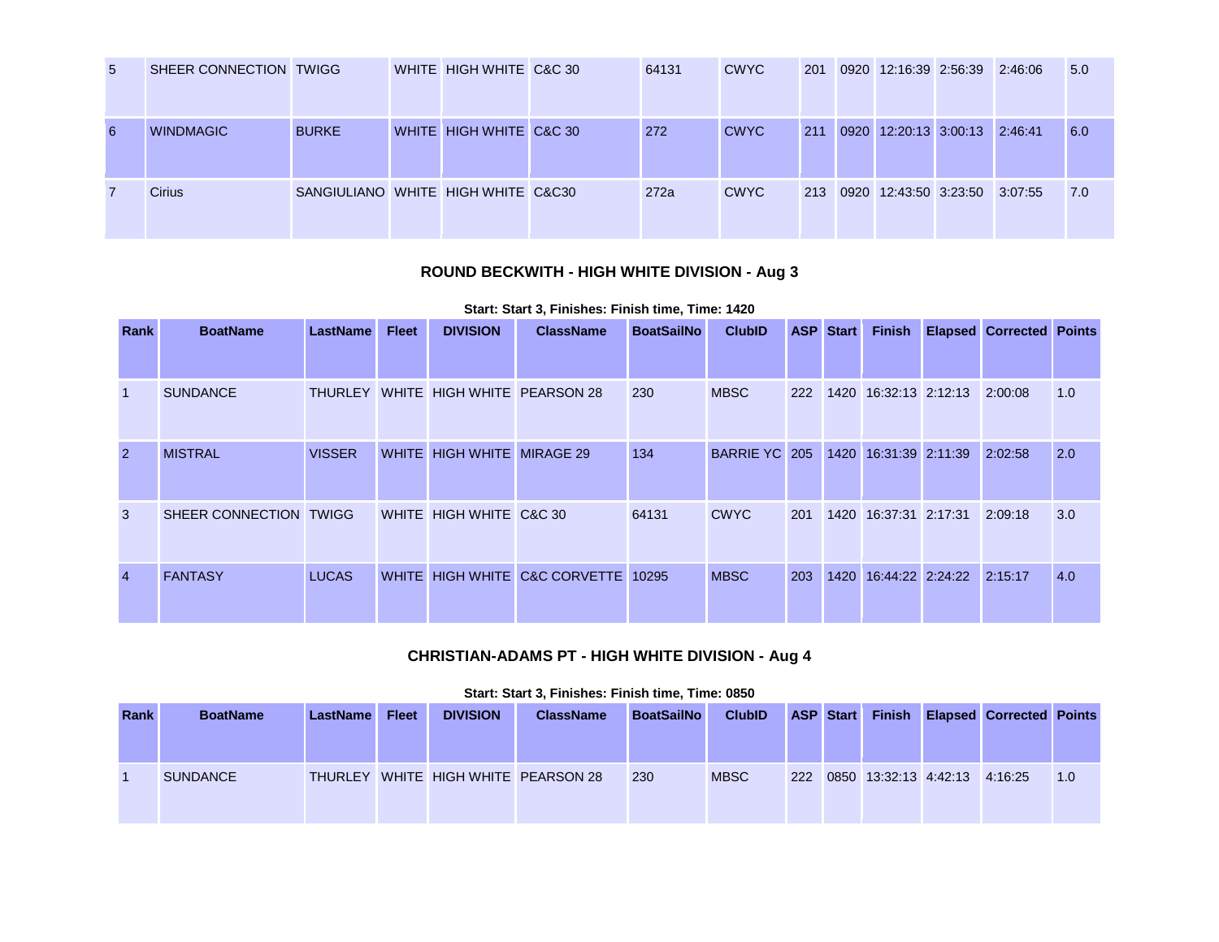| 5 | SHEER CONNECTION | TWIGG | WHITE | HIGH WHITE | C&C 30 | 64131 | CWYC | 201 | 0920 | 12:16:39 | 2:56:39 | 2:46:06 | 5.0 |
|---|---|---|---|---|---|---|---|---|---|---|---|---|---|
| 6 | WINDMAGIC | BURKE | WHITE | HIGH WHITE | C&C 30 | 272 | CWYC | 211 | 0920 | 12:20:13 | 3:00:13 | 2:46:41 | 6.0 |
| 7 | Cirius | SANGIULIANO | WHITE | HIGH WHITE | C&C30 | 272a | CWYC | 213 | 0920 | 12:43:50 | 3:23:50 | 3:07:55 | 7.0 |

### ROUND BECKWITH - HIGH WHITE DIVISION - Aug 3

**Start: Start 3, Finishes: Finish time, Time: 1420**

| Rank | BoatName | LastName | Fleet | DIVISION | ClassName | BoatSailNo | ClubID | ASP | Start | Finish | Elapsed | Corrected | Points |
|---|---|---|---|---|---|---|---|---|---|---|---|---|---|
| 1 | SUNDANCE | THURLEY | WHITE | HIGH WHITE | PEARSON 28 | 230 | MBSC | 222 | 1420 | 16:32:13 | 2:12:13 | 2:00:08 | 1.0 |
| 2 | MISTRAL | VISSER | WHITE | HIGH WHITE | MIRAGE 29 | 134 | BARRIE YC | 205 | 1420 | 16:31:39 | 2:11:39 | 2:02:58 | 2.0 |
| 3 | SHEER CONNECTION | TWIGG | WHITE | HIGH WHITE | C&C 30 | 64131 | CWYC | 201 | 1420 | 16:37:31 | 2:17:31 | 2:09:18 | 3.0 |
| 4 | FANTASY | LUCAS | WHITE | HIGH WHITE | C&C CORVETTE | 10295 | MBSC | 203 | 1420 | 16:44:22 | 2:24:22 | 2:15:17 | 4.0 |

### CHRISTIAN-ADAMS PT - HIGH WHITE DIVISION - Aug 4

**Start: Start 3, Finishes: Finish time, Time: 0850**

| Rank | BoatName | LastName | Fleet | DIVISION | ClassName | BoatSailNo | ClubID | ASP | Start | Finish | Elapsed | Corrected | Points |
|---|---|---|---|---|---|---|---|---|---|---|---|---|---|
| 1 | SUNDANCE | THURLEY | WHITE | HIGH WHITE | PEARSON 28 | 230 | MBSC | 222 | 0850 | 13:32:13 | 4:42:13 | 4:16:25 | 1.0 |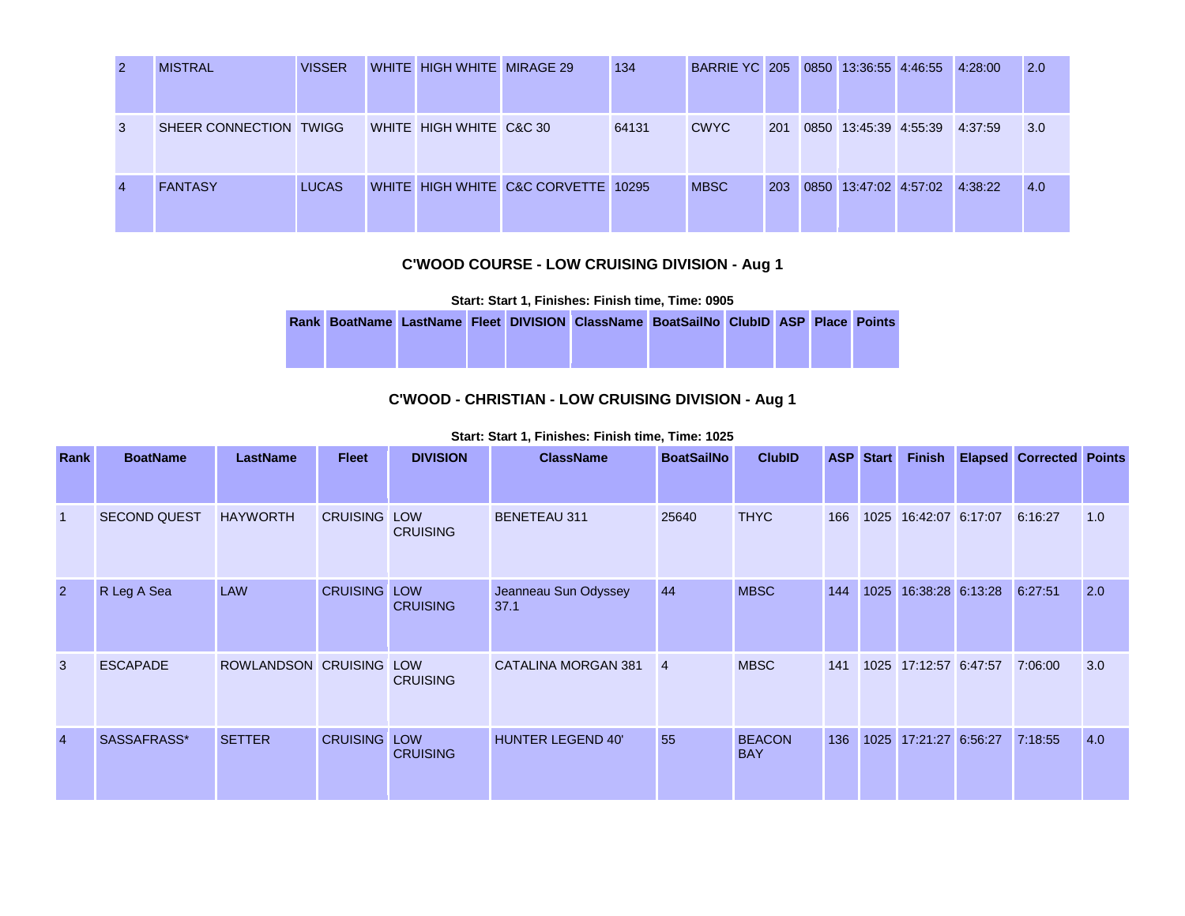| 2 | MISTRAL | VISSER | WHITE | HIGH WHITE | MIRAGE 29 | 134 | BARRIE YC | 205 | 0850 | 13:36:55 | 4:46:55 | 4:28:00 | 2.0 |
|---|---|---|---|---|---|---|---|---|---|---|---|---|---|
| 3 | SHEER CONNECTION | TWIGG | WHITE | HIGH WHITE | C&C 30 | 64131 | CWYC | 201 | 0850 | 13:45:39 | 4:55:39 | 4:37:59 | 3.0 |
| 4 | FANTASY | LUCAS | WHITE | HIGH WHITE | C&C CORVETTE | 10295 | MBSC | 203 | 0850 | 13:47:02 | 4:57:02 | 4:38:22 | 4.0 |

### C'WOOD COURSE - LOW CRUISING DIVISION - Aug 1

**Start: Start 1, Finishes: Finish time, Time: 0905**

| Rank | BoatName | LastName | Fleet | DIVISION | ClassName | BoatSailNo | ClubID | ASP | Place | Points |
|---|---|---|---|---|---|---|---|---|---|---|

### C'WOOD - CHRISTIAN - LOW CRUISING DIVISION - Aug 1

**Start: Start 1, Finishes: Finish time, Time: 1025**

| Rank | BoatName | LastName | Fleet | DIVISION | ClassName | BoatSailNo | ClubID | ASP | Start | Finish | Elapsed | Corrected | Points |
|---|---|---|---|---|---|---|---|---|---|---|---|---|---|
| 1 | SECOND QUEST | HAYWORTH | CRUISING | LOW CRUISING | BENETEAU 311 | 25640 | THYC | 166 | 1025 | 16:42:07 | 6:17:07 | 6:16:27 | 1.0 |
| 2 | R Leg A Sea | LAW | CRUISING | LOW CRUISING | Jeanneau Sun Odyssey 37.1 | 44 | MBSC | 144 | 1025 | 16:38:28 | 6:13:28 | 6:27:51 | 2.0 |
| 3 | ESCAPADE | ROWLANDSON | CRUISING | LOW CRUISING | CATALINA MORGAN 381 | 4 | MBSC | 141 | 1025 | 17:12:57 | 6:47:57 | 7:06:00 | 3.0 |
| 4 | SASSAFRASS* | SETTER | CRUISING | LOW CRUISING | HUNTER LEGEND 40' | 55 | BEACON BAY | 136 | 1025 | 17:21:27 | 6:56:27 | 7:18:55 | 4.0 |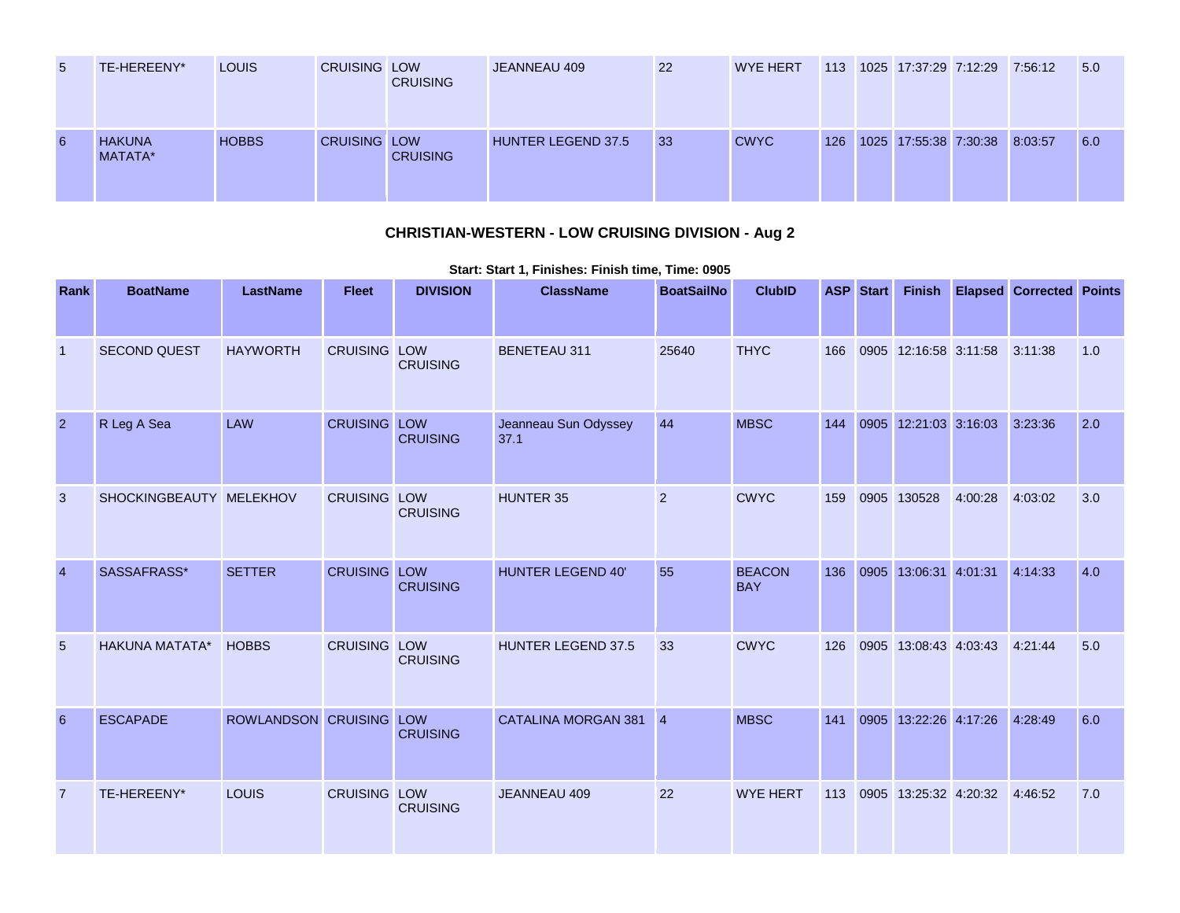| | | | | | | | | | | | | | |
|---|---|---|---|---|---|---|---|---|---|---|---|---|---|
| 5 | TE-HEREENY* | LOUIS | CRUISING | LOW CRUISING | JEANNEAU 409 | 22 | WYE HERT | 113 | 1025 | 17:37:29 | 7:12:29 | 7:56:12 | 5.0 |
| 6 | HAKUNA MATATA* | HOBBS | CRUISING | LOW CRUISING | HUNTER LEGEND 37.5 | 33 | CWYC | 126 | 1025 | 17:55:38 | 7:30:38 | 8:03:57 | 6.0 |

## CHRISTIAN-WESTERN - LOW CRUISING DIVISION - Aug 2

**Start: Start 1, Finishes: Finish time, Time: 0905**

| Rank | BoatName | LastName | Fleet | DIVISION | ClassName | BoatSailNo | ClubID | ASP | Start | Finish | Elapsed | Corrected | Points |
|---|---|---|---|---|---|---|---|---|---|---|---|---|---|
| 1 | SECOND QUEST | HAYWORTH | CRUISING | LOW CRUISING | BENETEAU 311 | 25640 | THYC | 166 | 0905 | 12:16:58 | 3:11:58 | 3:11:38 | 1.0 |
| 2 | R Leg A Sea | LAW | CRUISING | LOW CRUISING | Jeanneau Sun Odyssey 37.1 | 44 | MBSC | 144 | 0905 | 12:21:03 | 3:16:03 | 3:23:36 | 2.0 |
| 3 | SHOCKINGBEAUTY | MELEKHOV | CRUISING | LOW CRUISING | HUNTER 35 | 2 | CWYC | 159 | 0905 | 130528 | 4:00:28 | 4:03:02 | 3.0 |
| 4 | SASSAFRASS* | SETTER | CRUISING | LOW CRUISING | HUNTER LEGEND 40' | 55 | BEACON BAY | 136 | 0905 | 13:06:31 | 4:01:31 | 4:14:33 | 4.0 |
| 5 | HAKUNA MATATA* | HOBBS | CRUISING | LOW CRUISING | HUNTER LEGEND 37.5 | 33 | CWYC | 126 | 0905 | 13:08:43 | 4:03:43 | 4:21:44 | 5.0 |
| 6 | ESCAPADE | ROWLANDSON | CRUISING | LOW CRUISING | CATALINA MORGAN 381 | 4 | MBSC | 141 | 0905 | 13:22:26 | 4:17:26 | 4:28:49 | 6.0 |
| 7 | TE-HEREENY* | LOUIS | CRUISING | LOW CRUISING | JEANNEAU 409 | 22 | WYE HERT | 113 | 0905 | 13:25:32 | 4:20:32 | 4:46:52 | 7.0 |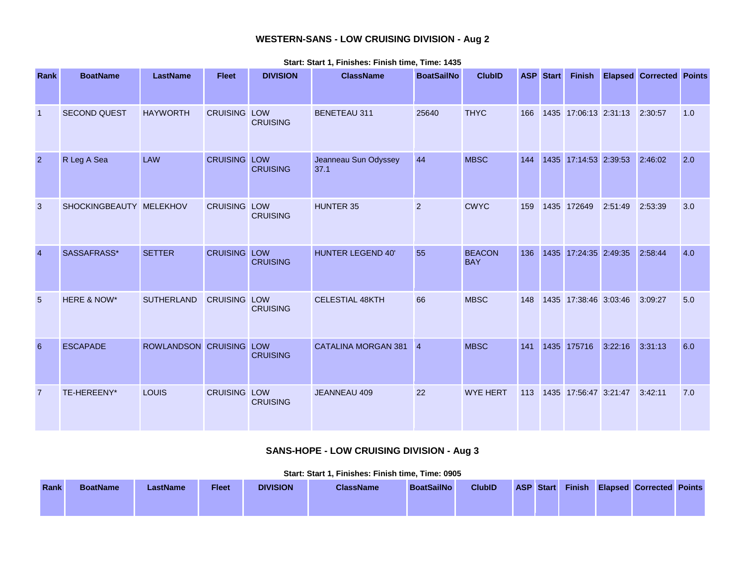### WESTERN-SANS - LOW CRUISING DIVISION - Aug 2

**Start: Start 1, Finishes: Finish time, Time: 1435**

| Rank | BoatName | LastName | Fleet | DIVISION | ClassName | BoatSailNo | ClubID | ASP | Start | Finish | Elapsed | Corrected | Points |
|---|---|---|---|---|---|---|---|---|---|---|---|---|---|
| 1 | SECOND QUEST | HAYWORTH | CRUISING | LOW CRUISING | BENETEAU 311 | 25640 | THYC | 166 | 1435 | 17:06:13 | 2:31:13 | 2:30:57 | 1.0 |
| 2 | R Leg A Sea | LAW | CRUISING | LOW CRUISING | Jeanneau Sun Odyssey 37.1 | 44 | MBSC | 144 | 1435 | 17:14:53 | 2:39:53 | 2:46:02 | 2.0 |
| 3 | SHOCKINGBEAUTY | MELEKHOV | CRUISING | LOW CRUISING | HUNTER 35 | 2 | CWYC | 159 | 1435 | 172649 | 2:51:49 | 2:53:39 | 3.0 |
| 4 | SASSAFRASS* | SETTER | CRUISING | LOW CRUISING | HUNTER LEGEND 40' | 55 | BEACON BAY | 136 | 1435 | 17:24:35 | 2:49:35 | 2:58:44 | 4.0 |
| 5 | HERE & NOW* | SUTHERLAND | CRUISING | LOW CRUISING | CELESTIAL 48KTH | 66 | MBSC | 148 | 1435 | 17:38:46 | 3:03:46 | 3:09:27 | 5.0 |
| 6 | ESCAPADE | ROWLANDSON | CRUISING | LOW CRUISING | CATALINA MORGAN 381 | 4 | MBSC | 141 | 1435 | 175716 | 3:22:16 | 3:31:13 | 6.0 |
| 7 | TE-HEREENY* | LOUIS | CRUISING | LOW CRUISING | JEANNEAU 409 | 22 | WYE HERT | 113 | 1435 | 17:56:47 | 3:21:47 | 3:42:11 | 7.0 |

### SANS-HOPE - LOW CRUISING DIVISION - Aug 3

**Start: Start 1, Finishes: Finish time, Time: 0905**

| Rank | BoatName | LastName | Fleet | DIVISION | ClassName | BoatSailNo | ClubID | ASP | Start | Finish | Elapsed | Corrected | Points |
|---|---|---|---|---|---|---|---|---|---|---|---|---|---|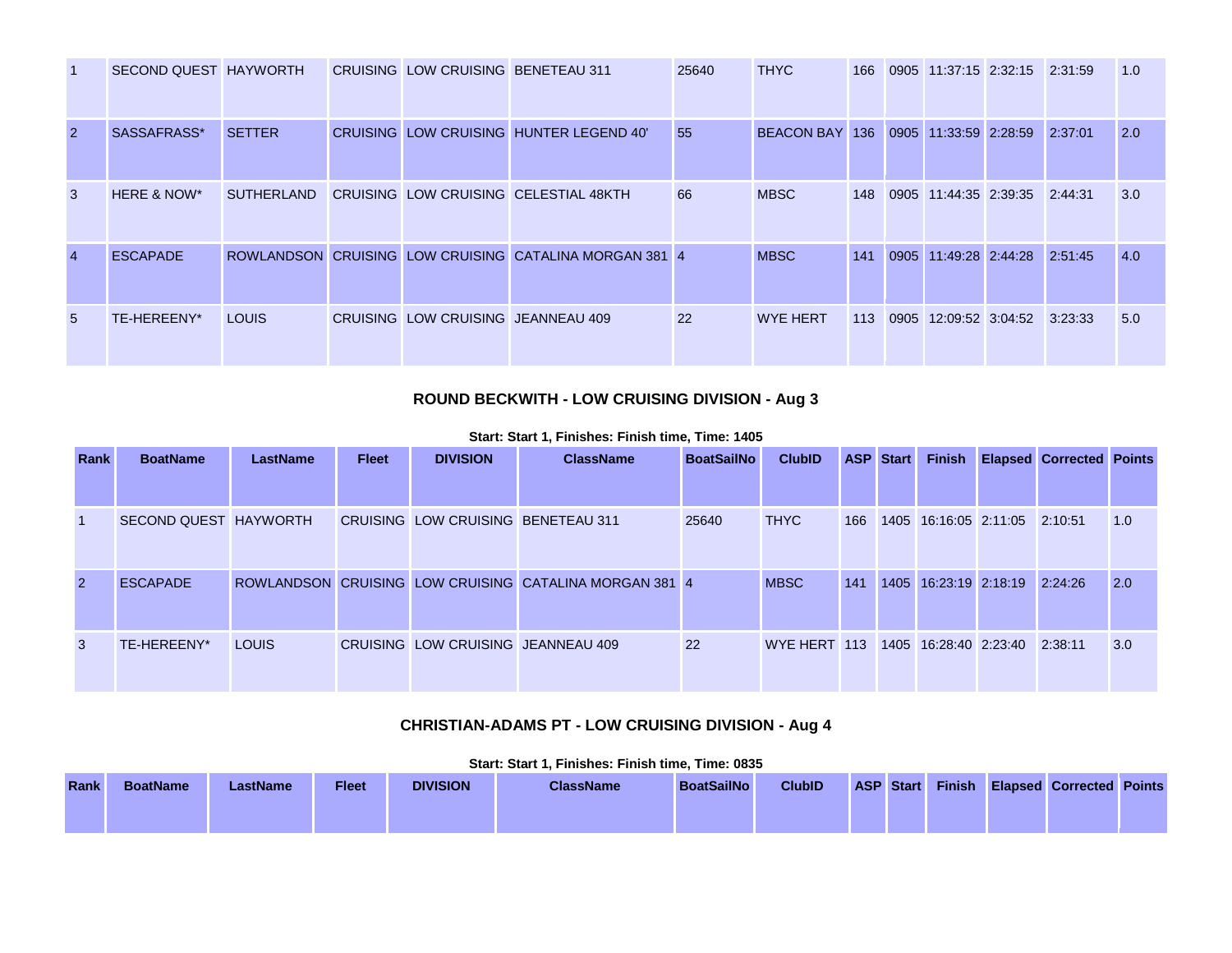| 1 | SECOND QUEST | HAYWORTH | CRUISING | LOW CRUISING | BENETEAU 311 | 25640 | THYC | 166 | 0905 | 11:37:15 | 2:32:15 | 2:31:59 | 1.0 |
|---|---|---|---|---|---|---|---|---|---|---|---|---|---|
| 2 | SASSAFRASS* | SETTER | CRUISING | LOW CRUISING | HUNTER LEGEND 40' | 55 | BEACON BAY | 136 | 0905 | 11:33:59 | 2:28:59 | 2:37:01 | 2.0 |
| 3 | HERE & NOW* | SUTHERLAND | CRUISING | LOW CRUISING | CELESTIAL 48KTH | 66 | MBSC | 148 | 0905 | 11:44:35 | 2:39:35 | 2:44:31 | 3.0 |
| 4 | ESCAPADE | ROWLANDSON | CRUISING | LOW CRUISING | CATALINA MORGAN 381 | 4 | MBSC | 141 | 0905 | 11:49:28 | 2:44:28 | 2:51:45 | 4.0 |
| 5 | TE-HEREENY* | LOUIS | CRUISING | LOW CRUISING | JEANNEAU 409 | 22 | WYE HERT | 113 | 0905 | 12:09:52 | 3:04:52 | 3:23:33 | 5.0 |

### ROUND BECKWITH - LOW CRUISING DIVISION - Aug 3

**Start: Start 1, Finishes: Finish time, Time: 1405**

| Rank | BoatName | LastName | Fleet | DIVISION | ClassName | BoatSailNo | ClubID | ASP | Start | Finish | Elapsed | Corrected | Points |
|---|---|---|---|---|---|---|---|---|---|---|---|---|---|
| 1 | SECOND QUEST | HAYWORTH | CRUISING | LOW CRUISING | BENETEAU 311 | 25640 | THYC | 166 | 1405 | 16:16:05 | 2:11:05 | 2:10:51 | 1.0 |
| 2 | ESCAPADE | ROWLANDSON | CRUISING | LOW CRUISING | CATALINA MORGAN 381 | 4 | MBSC | 141 | 1405 | 16:23:19 | 2:18:19 | 2:24:26 | 2.0 |
| 3 | TE-HEREENY* | LOUIS | CRUISING | LOW CRUISING | JEANNEAU 409 | 22 | WYE HERT | 113 | 1405 | 16:28:40 | 2:23:40 | 2:38:11 | 3.0 |

### CHRISTIAN-ADAMS PT - LOW CRUISING DIVISION - Aug 4

**Start: Start 1, Finishes: Finish time, Time: 0835**

| Rank | BoatName | LastName | Fleet | DIVISION | ClassName | BoatSailNo | ClubID | ASP | Start | Finish | Elapsed | Corrected | Points |
|---|---|---|---|---|---|---|---|---|---|---|---|---|---|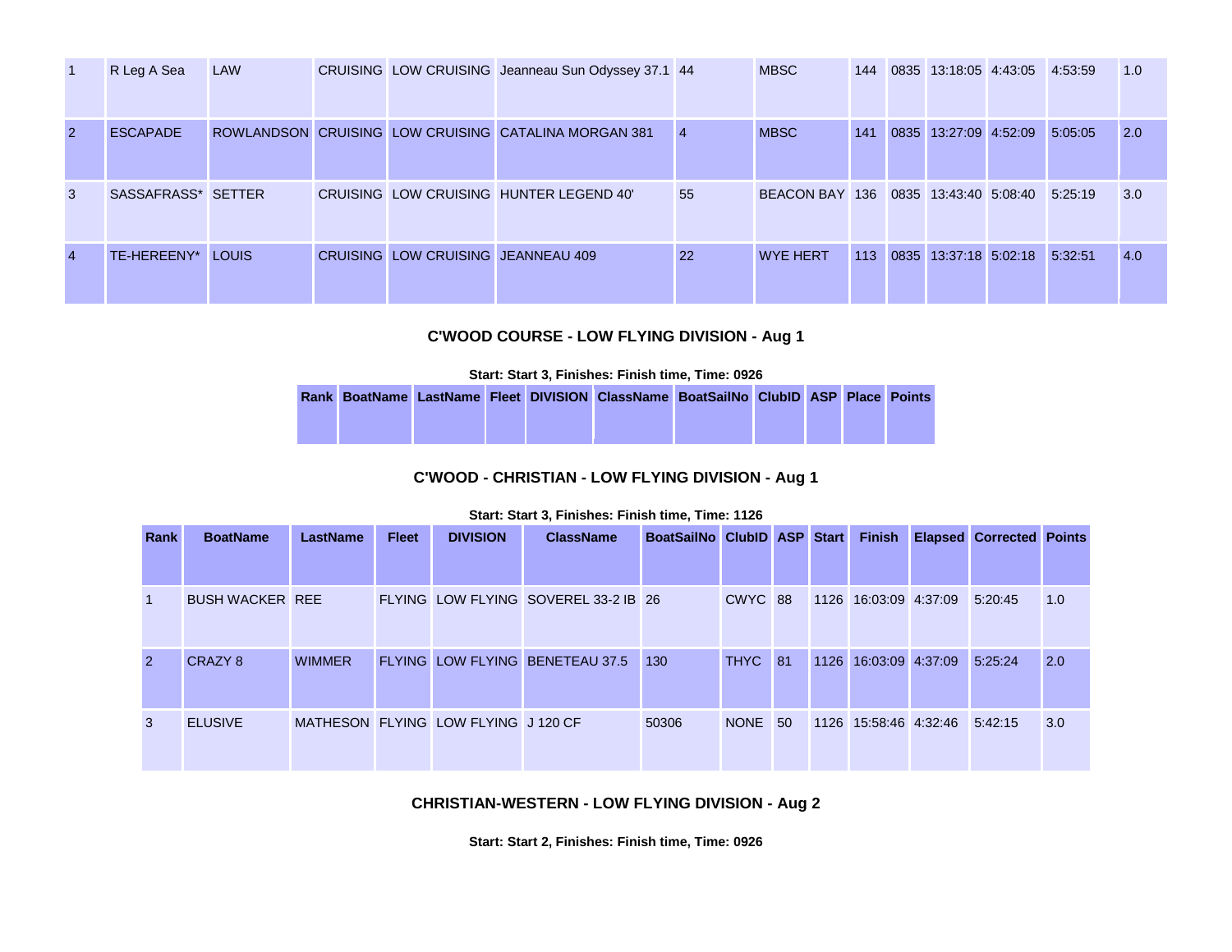| | | | | | | | | | | | | | |
|---|---|---|---|---|---|---|---|---|---|---|---|---|---|
| 1 | R Leg A Sea | LAW | CRUISING | LOW CRUISING | Jeanneau Sun Odyssey 37.1 | 44 | MBSC | 144 | 0835 | 13:18:05 | 4:43:05 | 4:53:59 | 1.0 |
| 2 | ESCAPADE | ROWLANDSON | CRUISING | LOW CRUISING | CATALINA MORGAN 381 | 4 | MBSC | 141 | 0835 | 13:27:09 | 4:52:09 | 5:05:05 | 2.0 |
| 3 | SASSAFRASS* | SETTER | CRUISING | LOW CRUISING | HUNTER LEGEND 40' | 55 | BEACON BAY | 136 | 0835 | 13:43:40 | 5:08:40 | 5:25:19 | 3.0 |
| 4 | TE-HEREENY* | LOUIS | CRUISING | LOW CRUISING | JEANNEAU 409 | 22 | WYE HERT | 113 | 0835 | 13:37:18 | 5:02:18 | 5:32:51 | 4.0 |

### C'WOOD COURSE - LOW FLYING DIVISION - Aug 1

**Start: Start 3, Finishes: Finish time, Time: 0926**

| Rank | BoatName | LastName | Fleet | DIVISION | ClassName | BoatSailNo | ClubID | ASP | Place | Points |
|---|---|---|---|---|---|---|---|---|---|---|

### C'WOOD - CHRISTIAN - LOW FLYING DIVISION - Aug 1

**Start: Start 3, Finishes: Finish time, Time: 1126**

| Rank | BoatName | LastName | Fleet | DIVISION | ClassName | BoatSailNo | ClubID | ASP | Start | Finish | Elapsed | Corrected | Points |
|---|---|---|---|---|---|---|---|---|---|---|---|---|---|
| 1 | BUSH WACKER | REE | FLYING | LOW FLYING | SOVEREL 33-2 IB | 26 | CWYC | 88 | 1126 | 16:03:09 | 4:37:09 | 5:20:45 | 1.0 |
| 2 | CRAZY 8 | WIMMER | FLYING | LOW FLYING | BENETEAU 37.5 | 130 | THYC | 81 | 1126 | 16:03:09 | 4:37:09 | 5:25:24 | 2.0 |
| 3 | ELUSIVE | MATHESON | FLYING | LOW FLYING | J 120 CF | 50306 | NONE | 50 | 1126 | 15:58:46 | 4:32:46 | 5:42:15 | 3.0 |

### CHRISTIAN-WESTERN - LOW FLYING DIVISION - Aug 2

**Start: Start 2, Finishes: Finish time, Time: 0926**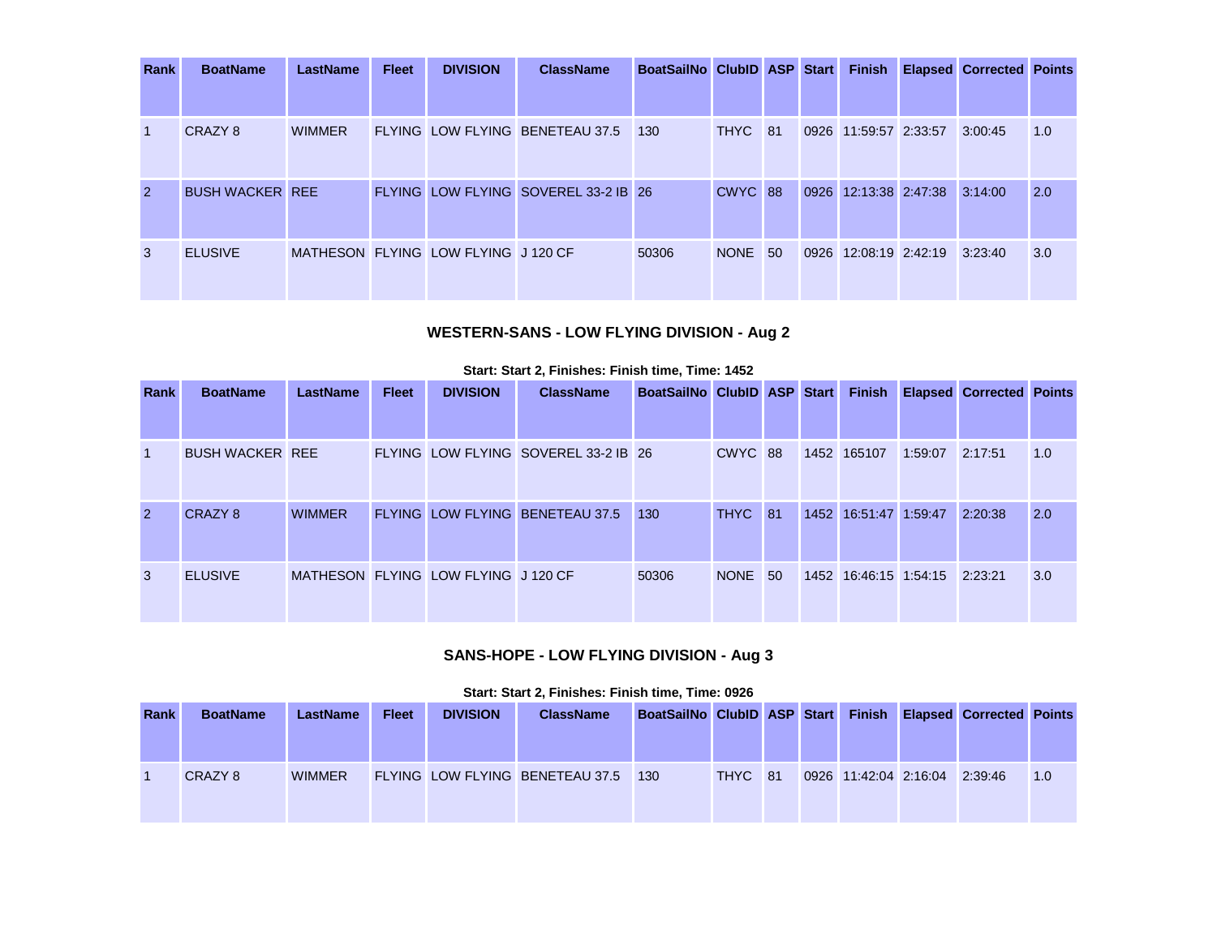| Rank | BoatName | LastName | Fleet | DIVISION | ClassName | BoatSailNo | ClubID | ASP | Start | Finish | Elapsed | Corrected | Points |
|---|---|---|---|---|---|---|---|---|---|---|---|---|---|
| 1 | CRAZY 8 | WIMMER | FLYING | LOW FLYING | BENETEAU 37.5 | 130 | THYC | 81 | 0926 | 11:59:57 | 2:33:57 | 3:00:45 | 1.0 |
| 2 | BUSH WACKER | REE | FLYING | LOW FLYING | SOVEREL 33-2 IB | 26 | CWYC | 88 | 0926 | 12:13:38 | 2:47:38 | 3:14:00 | 2.0 |
| 3 | ELUSIVE | MATHESON | FLYING | LOW FLYING | J 120 CF | 50306 | NONE | 50 | 0926 | 12:08:19 | 2:42:19 | 3:23:40 | 3.0 |

## WESTERN-SANS - LOW FLYING DIVISION - Aug 2

**Start: Start 2, Finishes: Finish time, Time: 1452**

| Rank | BoatName | LastName | Fleet | DIVISION | ClassName | BoatSailNo | ClubID | ASP | Start | Finish | Elapsed | Corrected | Points |
|---|---|---|---|---|---|---|---|---|---|---|---|---|---|
| 1 | BUSH WACKER | REE | FLYING | LOW FLYING | SOVEREL 33-2 IB | 26 | CWYC | 88 | 1452 | 165107 | 1:59:07 | 2:17:51 | 1.0 |
| 2 | CRAZY 8 | WIMMER | FLYING | LOW FLYING | BENETEAU 37.5 | 130 | THYC | 81 | 1452 | 16:51:47 | 1:59:47 | 2:20:38 | 2.0 |
| 3 | ELUSIVE | MATHESON | FLYING | LOW FLYING | J 120 CF | 50306 | NONE | 50 | 1452 | 16:46:15 | 1:54:15 | 2:23:21 | 3.0 |

## SANS-HOPE - LOW FLYING DIVISION - Aug 3

**Start: Start 2, Finishes: Finish time, Time: 0926**

| Rank | BoatName | LastName | Fleet | DIVISION | ClassName | BoatSailNo | ClubID | ASP | Start | Finish | Elapsed | Corrected | Points |
|---|---|---|---|---|---|---|---|---|---|---|---|---|---|
| 1 | CRAZY 8 | WIMMER | FLYING | LOW FLYING | BENETEAU 37.5 | 130 | THYC | 81 | 0926 | 11:42:04 | 2:16:04 | 2:39:46 | 1.0 |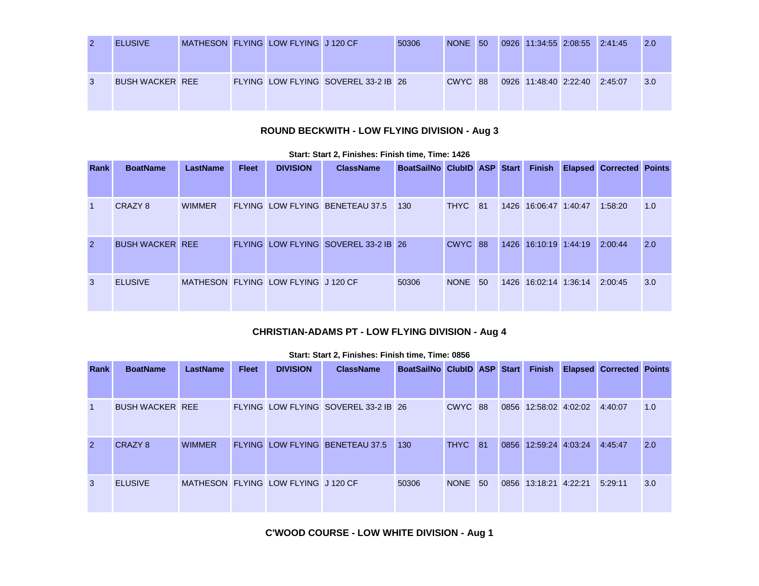| Rank | BoatName | LastName | Fleet | DIVISION | ClassName | BoatSailNo | ClubID | ASP | Start | Finish | Elapsed | Corrected | Points |
|---|---|---|---|---|---|---|---|---|---|---|---|---|---|
| 2 | ELUSIVE | MATHESON | FLYING | LOW FLYING | J 120 CF | 50306 | NONE | 50 | 0926 | 11:34:55 | 2:08:55 | 2:41:45 | 2.0 |
| 3 | BUSH WACKER | REE | FLYING | LOW FLYING | SOVEREL 33-2 IB | 26 | CWYC | 88 | 0926 | 11:48:40 | 2:22:40 | 2:45:07 | 3.0 |

### ROUND BECKWITH - LOW FLYING DIVISION - Aug 3

**Start: Start 2, Finishes: Finish time, Time: 1426**

| Rank | BoatName | LastName | Fleet | DIVISION | ClassName | BoatSailNo | ClubID | ASP | Start | Finish | Elapsed | Corrected | Points |
|---|---|---|---|---|---|---|---|---|---|---|---|---|---|
| 1 | CRAZY 8 | WIMMER | FLYING | LOW FLYING | BENETEAU 37.5 | 130 | THYC | 81 | 1426 | 16:06:47 | 1:40:47 | 1:58:20 | 1.0 |
| 2 | BUSH WACKER | REE | FLYING | LOW FLYING | SOVEREL 33-2 IB | 26 | CWYC | 88 | 1426 | 16:10:19 | 1:44:19 | 2:00:44 | 2.0 |
| 3 | ELUSIVE | MATHESON | FLYING | LOW FLYING | J 120 CF | 50306 | NONE | 50 | 1426 | 16:02:14 | 1:36:14 | 2:00:45 | 3.0 |

### CHRISTIAN-ADAMS PT - LOW FLYING DIVISION - Aug 4

**Start: Start 2, Finishes: Finish time, Time: 0856**

| Rank | BoatName | LastName | Fleet | DIVISION | ClassName | BoatSailNo | ClubID | ASP | Start | Finish | Elapsed | Corrected | Points |
|---|---|---|---|---|---|---|---|---|---|---|---|---|---|
| 1 | BUSH WACKER | REE | FLYING | LOW FLYING | SOVEREL 33-2 IB | 26 | CWYC | 88 | 0856 | 12:58:02 | 4:02:02 | 4:40:07 | 1.0 |
| 2 | CRAZY 8 | WIMMER | FLYING | LOW FLYING | BENETEAU 37.5 | 130 | THYC | 81 | 0856 | 12:59:24 | 4:03:24 | 4:45:47 | 2.0 |
| 3 | ELUSIVE | MATHESON | FLYING | LOW FLYING | J 120 CF | 50306 | NONE | 50 | 0856 | 13:18:21 | 4:22:21 | 5:29:11 | 3.0 |

### C'WOOD COURSE - LOW WHITE DIVISION - Aug 1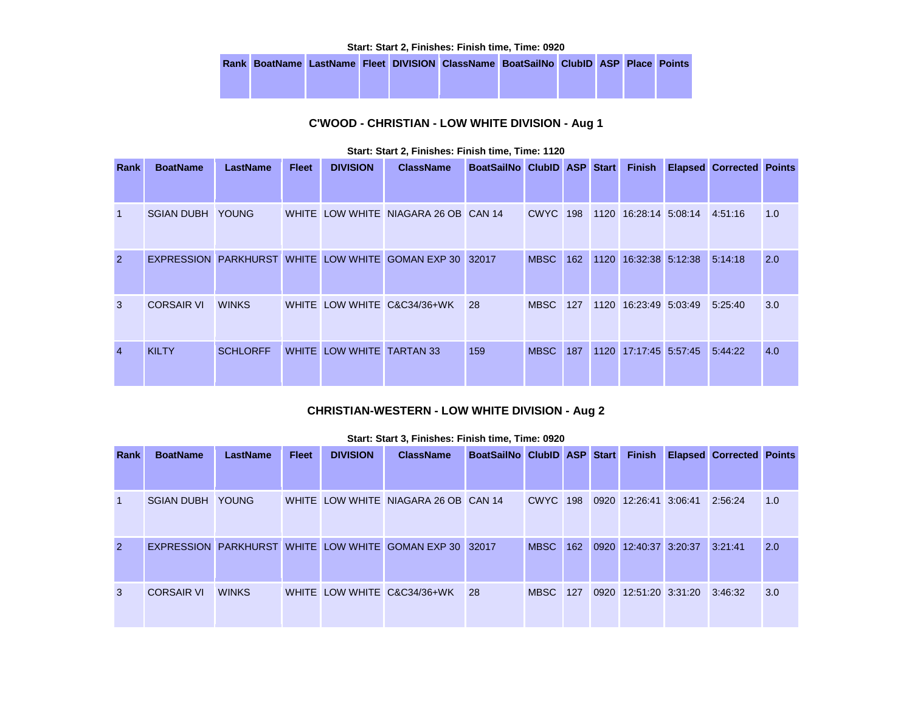Start: Start 2, Finishes: Finish time, Time: 0920

| Rank | BoatName | LastName | Fleet | DIVISION | ClassName | BoatSailNo | ClubID | ASP | Place | Points |
|---|---|---|---|---|---|---|---|---|---|---|

## C'WOOD - CHRISTIAN - LOW WHITE DIVISION - Aug 1

Start: Start 2, Finishes: Finish time, Time: 1120

| Rank | BoatName | LastName | Fleet | DIVISION | ClassName | BoatSailNo | ClubID | ASP | Start | Finish | Elapsed | Corrected | Points |
|---|---|---|---|---|---|---|---|---|---|---|---|---|---|
| 1 | SGIAN DUBH | YOUNG | WHITE | LOW WHITE | NIAGARA 26 OB | CAN 14 | CWYC | 198 | 1120 | 16:28:14 | 5:08:14 | 4:51:16 | 1.0 |
| 2 | EXPRESSION | PARKHURST | WHITE | LOW WHITE | GOMAN EXP 30 | 32017 | MBSC | 162 | 1120 | 16:32:38 | 5:12:38 | 5:14:18 | 2.0 |
| 3 | CORSAIR VI | WINKS | WHITE | LOW WHITE | C&C34/36+WK | 28 | MBSC | 127 | 1120 | 16:23:49 | 5:03:49 | 5:25:40 | 3.0 |
| 4 | KILTY | SCHLORFF | WHITE | LOW WHITE | TARTAN 33 | 159 | MBSC | 187 | 1120 | 17:17:45 | 5:57:45 | 5:44:22 | 4.0 |

## CHRISTIAN-WESTERN - LOW WHITE DIVISION - Aug 2

Start: Start 3, Finishes: Finish time, Time: 0920

| Rank | BoatName | LastName | Fleet | DIVISION | ClassName | BoatSailNo | ClubID | ASP | Start | Finish | Elapsed | Corrected | Points |
|---|---|---|---|---|---|---|---|---|---|---|---|---|---|
| 1 | SGIAN DUBH | YOUNG | WHITE | LOW WHITE | NIAGARA 26 OB | CAN 14 | CWYC | 198 | 0920 | 12:26:41 | 3:06:41 | 2:56:24 | 1.0 |
| 2 | EXPRESSION | PARKHURST | WHITE | LOW WHITE | GOMAN EXP 30 | 32017 | MBSC | 162 | 0920 | 12:40:37 | 3:20:37 | 3:21:41 | 2.0 |
| 3 | CORSAIR VI | WINKS | WHITE | LOW WHITE | C&C34/36+WK | 28 | MBSC | 127 | 0920 | 12:51:20 | 3:31:20 | 3:46:32 | 3.0 |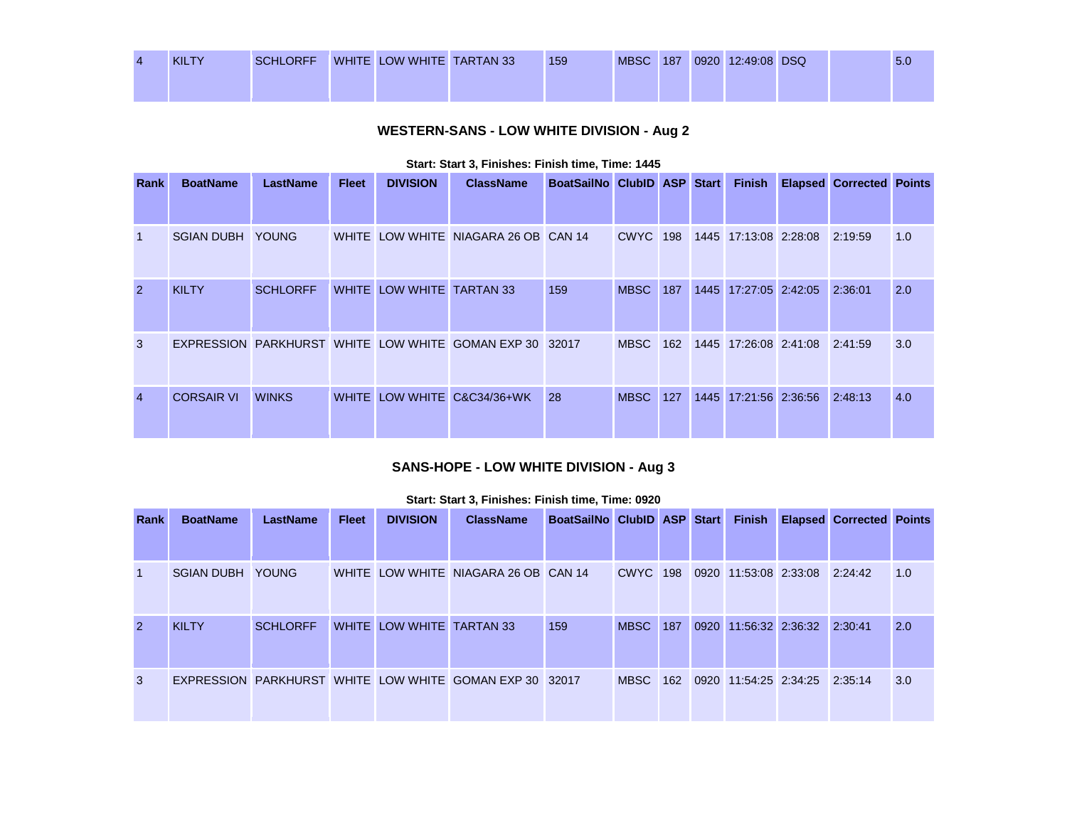| 4 | KILTY | SCHLORFF | WHITE | LOW WHITE | TARTAN 33 | 159 | MBSC | 187 | 0920 | 12:49:08 | DSQ | | 5.0 |
|---|---|---|---|---|---|---|---|---|---|---|---|---|---|

## WESTERN-SANS - LOW WHITE DIVISION - Aug 2

**Start: Start 3, Finishes: Finish time, Time: 1445**

| Rank | BoatName | LastName | Fleet | DIVISION | ClassName | BoatSailNo | ClubID | ASP | Start | Finish | Elapsed | Corrected | Points |
|---|---|---|---|---|---|---|---|---|---|---|---|---|---|
| 1 | SGIAN DUBH | YOUNG | WHITE | LOW WHITE | NIAGARA 26 OB | CAN 14 | CWYC | 198 | 1445 | 17:13:08 | 2:28:08 | 2:19:59 | 1.0 |
| 2 | KILTY | SCHLORFF | WHITE | LOW WHITE | TARTAN 33 | 159 | MBSC | 187 | 1445 | 17:27:05 | 2:42:05 | 2:36:01 | 2.0 |
| 3 | EXPRESSION | PARKHURST | WHITE | LOW WHITE | GOMAN EXP 30 | 32017 | MBSC | 162 | 1445 | 17:26:08 | 2:41:08 | 2:41:59 | 3.0 |
| 4 | CORSAIR VI | WINKS | WHITE | LOW WHITE | C&C34/36+WK | 28 | MBSC | 127 | 1445 | 17:21:56 | 2:36:56 | 2:48:13 | 4.0 |

## SANS-HOPE - LOW WHITE DIVISION - Aug 3

**Start: Start 3, Finishes: Finish time, Time: 0920**

| Rank | BoatName | LastName | Fleet | DIVISION | ClassName | BoatSailNo | ClubID | ASP | Start | Finish | Elapsed | Corrected | Points |
|---|---|---|---|---|---|---|---|---|---|---|---|---|---|
| 1 | SGIAN DUBH | YOUNG | WHITE | LOW WHITE | NIAGARA 26 OB | CAN 14 | CWYC | 198 | 0920 | 11:53:08 | 2:33:08 | 2:24:42 | 1.0 |
| 2 | KILTY | SCHLORFF | WHITE | LOW WHITE | TARTAN 33 | 159 | MBSC | 187 | 0920 | 11:56:32 | 2:36:32 | 2:30:41 | 2.0 |
| 3 | EXPRESSION | PARKHURST | WHITE | LOW WHITE | GOMAN EXP 30 | 32017 | MBSC | 162 | 0920 | 11:54:25 | 2:34:25 | 2:35:14 | 3.0 |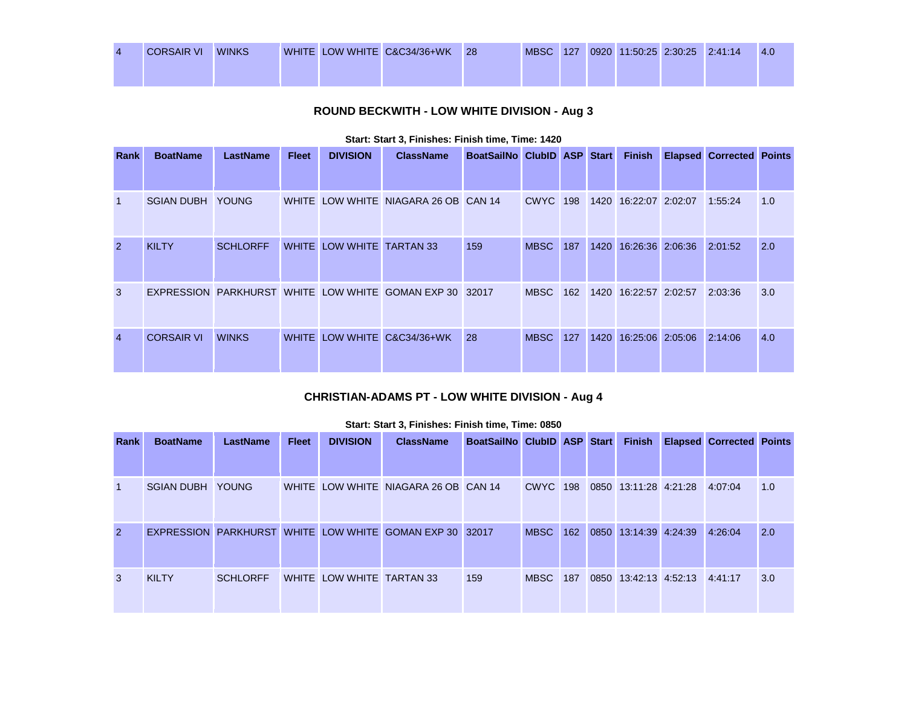| 4 | CORSAIR VI | WINKS | WHITE | LOW WHITE | C&C34/36+WK | 28 | MBSC | 127 | 0920 | 11:50:25 | 2:30:25 | 2:41:14 | 4.0 |
|---|---|---|---|---|---|---|---|---|---|---|---|---|---|

## ROUND BECKWITH - LOW WHITE DIVISION - Aug 3

**Start: Start 3, Finishes: Finish time, Time: 1420**

| Rank | BoatName | LastName | Fleet | DIVISION | ClassName | BoatSailNo | ClubID | ASP | Start | Finish | Elapsed | Corrected | Points |
|---|---|---|---|---|---|---|---|---|---|---|---|---|---|
| 1 | SGIAN DUBH | YOUNG | WHITE | LOW WHITE | NIAGARA 26 OB | CAN 14 | CWYC | 198 | 1420 | 16:22:07 | 2:02:07 | 1:55:24 | 1.0 |
| 2 | KILTY | SCHLORFF | WHITE | LOW WHITE | TARTAN 33 | 159 | MBSC | 187 | 1420 | 16:26:36 | 2:06:36 | 2:01:52 | 2.0 |
| 3 | EXPRESSION | PARKHURST | WHITE | LOW WHITE | GOMAN EXP 30 | 32017 | MBSC | 162 | 1420 | 16:22:57 | 2:02:57 | 2:03:36 | 3.0 |
| 4 | CORSAIR VI | WINKS | WHITE | LOW WHITE | C&C34/36+WK | 28 | MBSC | 127 | 1420 | 16:25:06 | 2:05:06 | 2:14:06 | 4.0 |

## CHRISTIAN-ADAMS PT - LOW WHITE DIVISION - Aug 4

**Start: Start 3, Finishes: Finish time, Time: 0850**

| Rank | BoatName | LastName | Fleet | DIVISION | ClassName | BoatSailNo | ClubID | ASP | Start | Finish | Elapsed | Corrected | Points |
|---|---|---|---|---|---|---|---|---|---|---|---|---|---|
| 1 | SGIAN DUBH | YOUNG | WHITE | LOW WHITE | NIAGARA 26 OB | CAN 14 | CWYC | 198 | 0850 | 13:11:28 | 4:21:28 | 4:07:04 | 1.0 |
| 2 | EXPRESSION | PARKHURST | WHITE | LOW WHITE | GOMAN EXP 30 | 32017 | MBSC | 162 | 0850 | 13:14:39 | 4:24:39 | 4:26:04 | 2.0 |
| 3 | KILTY | SCHLORFF | WHITE | LOW WHITE | TARTAN 33 | 159 | MBSC | 187 | 0850 | 13:42:13 | 4:52:13 | 4:41:17 | 3.0 |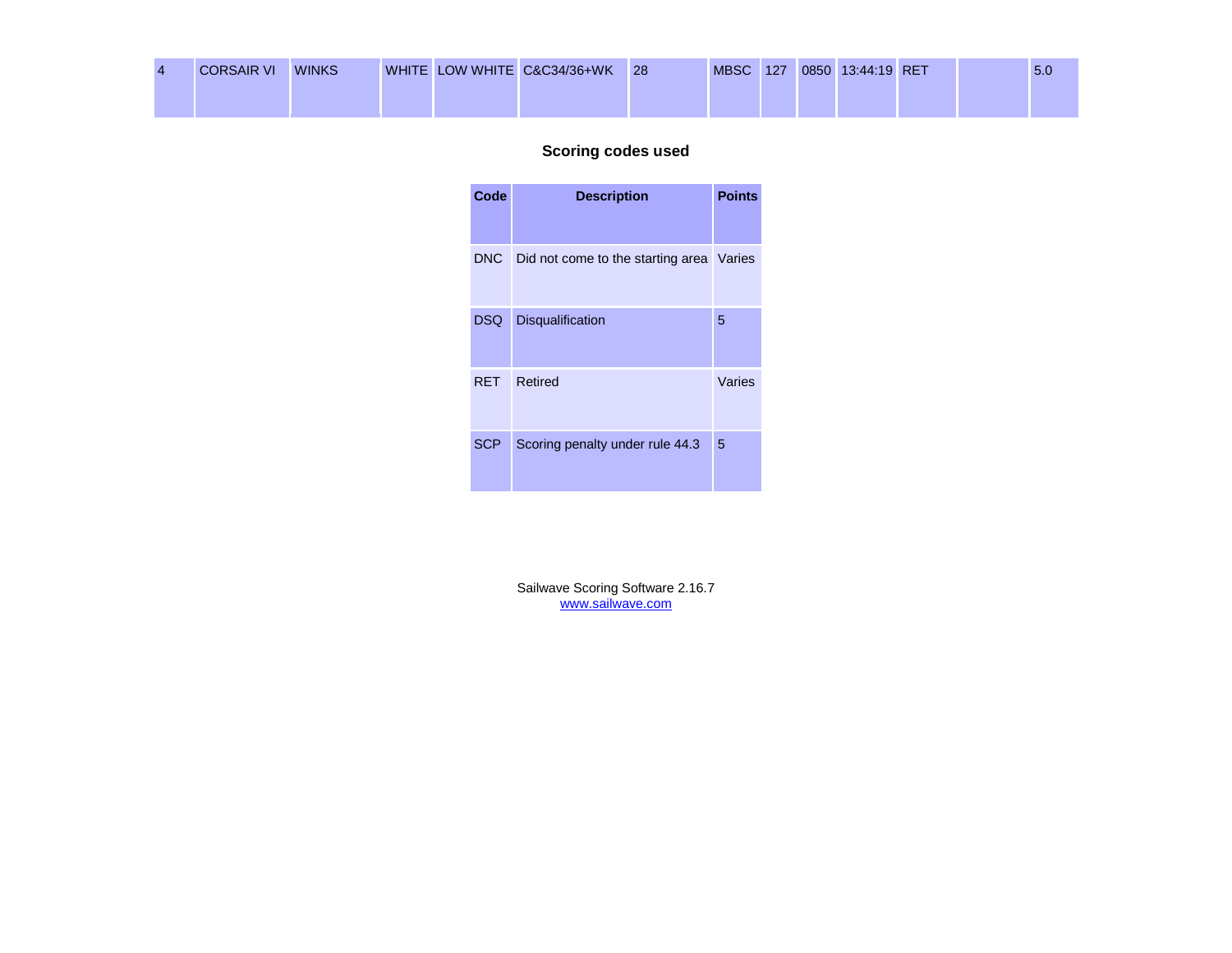| | | | | | | | | | | | | | |
|---|---|---|---|---|---|---|---|---|---|---|---|---|---|
| 4 | CORSAIR VI | WINKS | WHITE | LOW WHITE | C&C34/36+WK | 28 | MBSC | 127 | 0850 | 13:44:19 | RET | | 5.0 |

### Scoring codes used

| Code | Description | Points |
|---|---|---|
| DNC | Did not come to the starting area | Varies |
| DSQ | Disqualification | 5 |
| RET | Retired | Varies |
| SCP | Scoring penalty under rule 44.3 | 5 |

Sailwave Scoring Software 2.16.7
www.sailwave.com